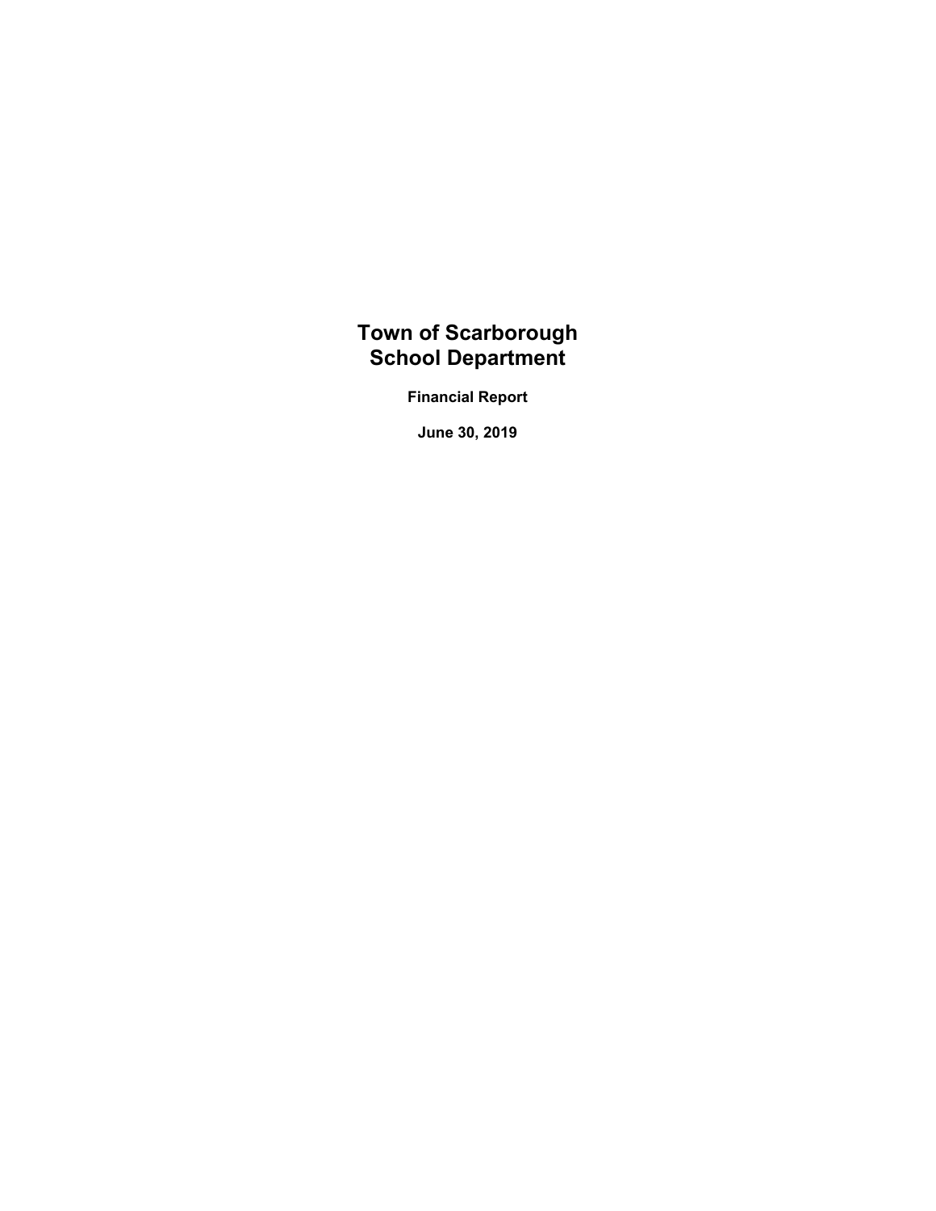# Town of Scarborough
# School Department

**Financial Report**

**June 30, 2019**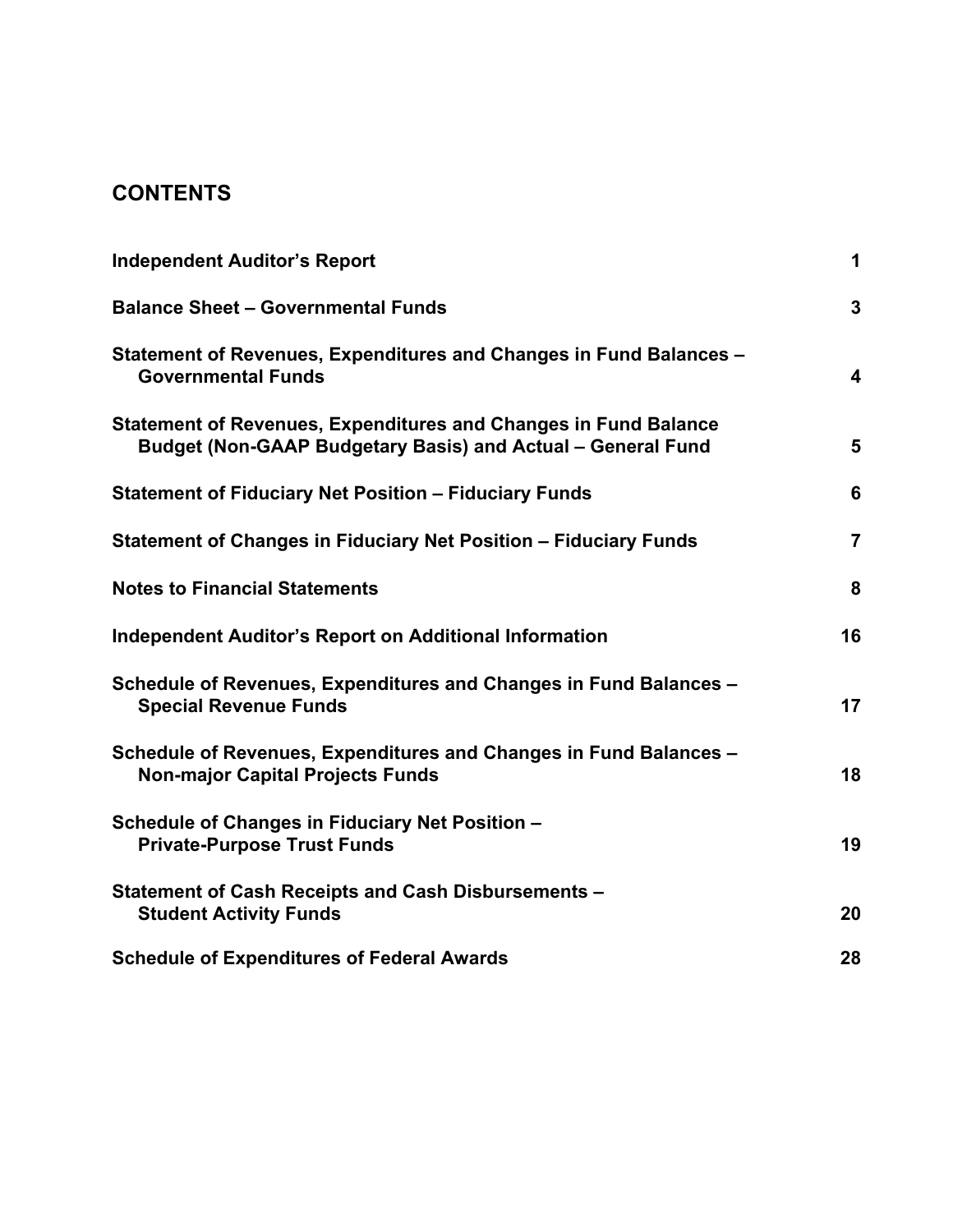## CONTENTS

| | |
|---|---|
| **Independent Auditor's Report** | **1** |
| **Balance Sheet – Governmental Funds** | **3** |
| **Statement of Revenues, Expenditures and Changes in Fund Balances – Governmental Funds** | **4** |
| **Statement of Revenues, Expenditures and Changes in Fund Balance Budget (Non-GAAP Budgetary Basis) and Actual – General Fund** | **5** |
| **Statement of Fiduciary Net Position – Fiduciary Funds** | **6** |
| **Statement of Changes in Fiduciary Net Position – Fiduciary Funds** | **7** |
| **Notes to Financial Statements** | **8** |
| **Independent Auditor's Report on Additional Information** | **16** |
| **Schedule of Revenues, Expenditures and Changes in Fund Balances – Special Revenue Funds** | **17** |
| **Schedule of Revenues, Expenditures and Changes in Fund Balances – Non-major Capital Projects Funds** | **18** |
| **Schedule of Changes in Fiduciary Net Position – Private-Purpose Trust Funds** | **19** |
| **Statement of Cash Receipts and Cash Disbursements – Student Activity Funds** | **20** |
| **Schedule of Expenditures of Federal Awards** | **28** |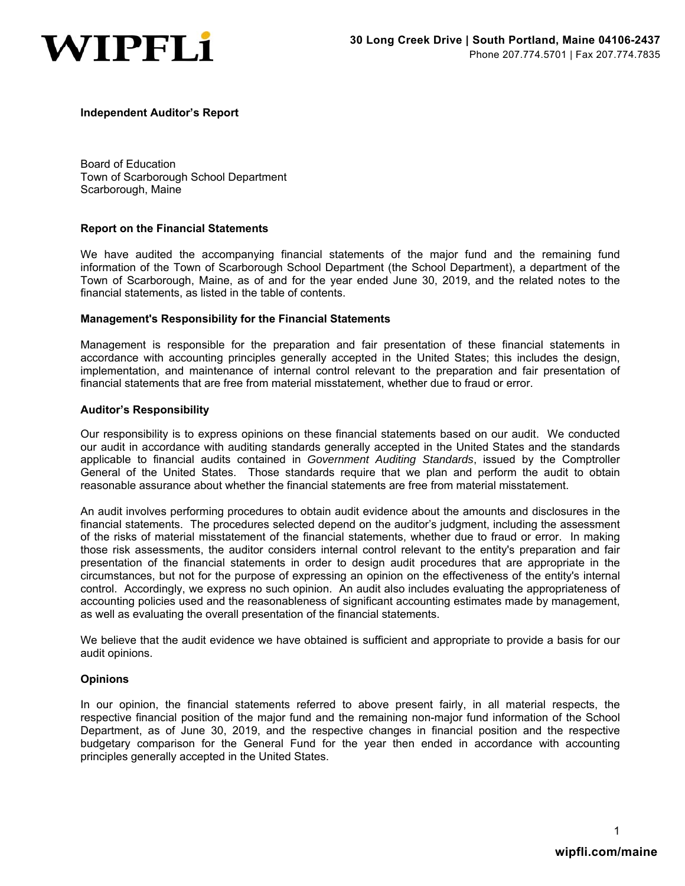**WIPFLi**

**30 Long Creek Drive | South Portland, Maine 04106-2437**
Phone 207.774.5701 | Fax 207.774.7835

## Independent Auditor's Report

Board of Education
Town of Scarborough School Department
Scarborough, Maine

### Report on the Financial Statements

We have audited the accompanying financial statements of the major fund and the remaining fund information of the Town of Scarborough School Department (the School Department), a department of the Town of Scarborough, Maine, as of and for the year ended June 30, 2019, and the related notes to the financial statements, as listed in the table of contents.

### Management's Responsibility for the Financial Statements

Management is responsible for the preparation and fair presentation of these financial statements in accordance with accounting principles generally accepted in the United States; this includes the design, implementation, and maintenance of internal control relevant to the preparation and fair presentation of financial statements that are free from material misstatement, whether due to fraud or error.

### Auditor's Responsibility

Our responsibility is to express opinions on these financial statements based on our audit. We conducted our audit in accordance with auditing standards generally accepted in the United States and the standards applicable to financial audits contained in *Government Auditing Standards*, issued by the Comptroller General of the United States. Those standards require that we plan and perform the audit to obtain reasonable assurance about whether the financial statements are free from material misstatement.

An audit involves performing procedures to obtain audit evidence about the amounts and disclosures in the financial statements. The procedures selected depend on the auditor's judgment, including the assessment of the risks of material misstatement of the financial statements, whether due to fraud or error. In making those risk assessments, the auditor considers internal control relevant to the entity's preparation and fair presentation of the financial statements in order to design audit procedures that are appropriate in the circumstances, but not for the purpose of expressing an opinion on the effectiveness of the entity's internal control. Accordingly, we express no such opinion. An audit also includes evaluating the appropriateness of accounting policies used and the reasonableness of significant accounting estimates made by management, as well as evaluating the overall presentation of the financial statements.

We believe that the audit evidence we have obtained is sufficient and appropriate to provide a basis for our audit opinions.

### Opinions

In our opinion, the financial statements referred to above present fairly, in all material respects, the respective financial position of the major fund and the remaining non-major fund information of the School Department, as of June 30, 2019, and the respective changes in financial position and the respective budgetary comparison for the General Fund for the year then ended in accordance with accounting principles generally accepted in the United States.

**wipfli.com/maine**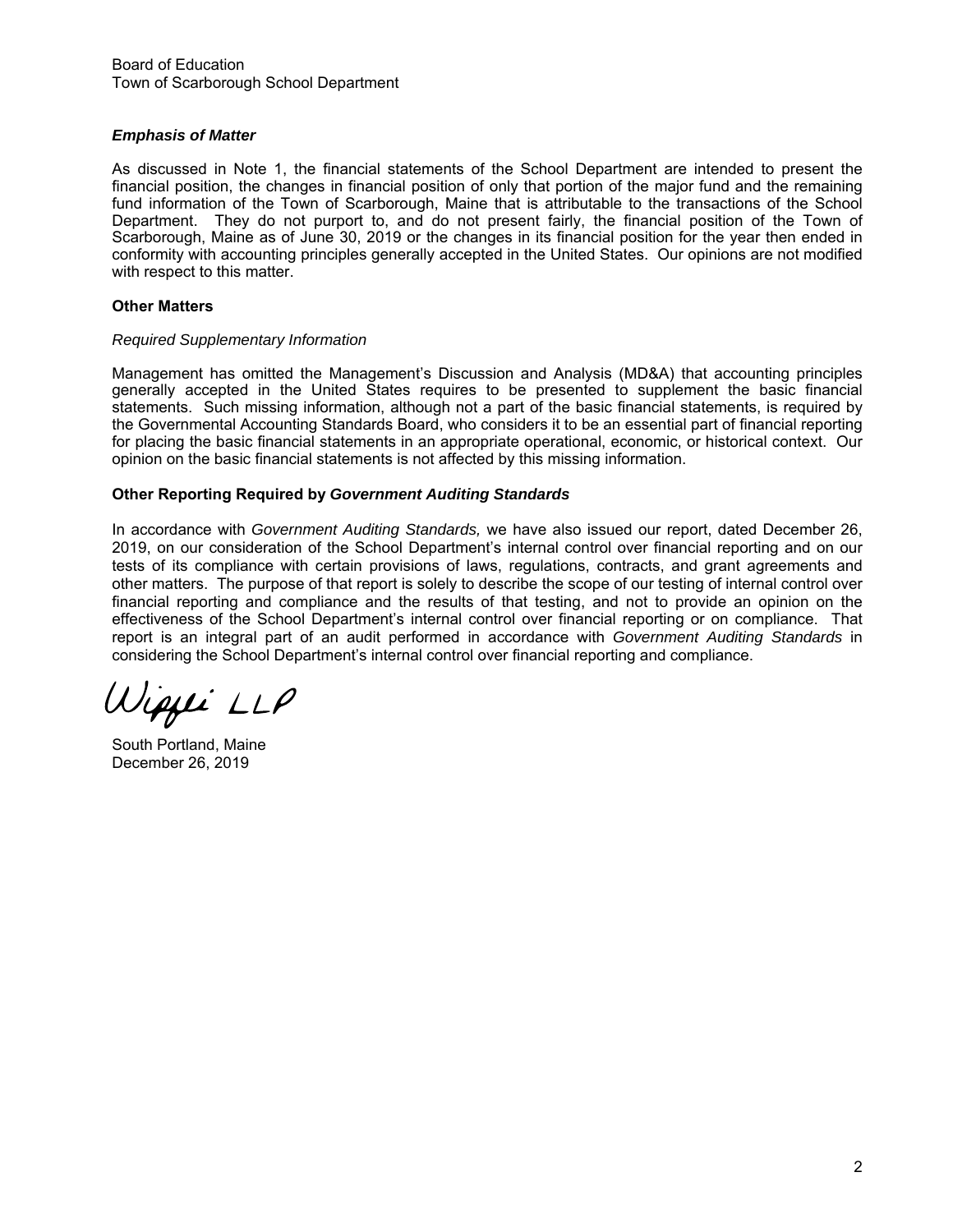Board of Education
Town of Scarborough School Department

***Emphasis of Matter***

As discussed in Note 1, the financial statements of the School Department are intended to present the financial position, the changes in financial position of only that portion of the major fund and the remaining fund information of the Town of Scarborough, Maine that is attributable to the transactions of the School Department. They do not purport to, and do not present fairly, the financial position of the Town of Scarborough, Maine as of June 30, 2019 or the changes in its financial position for the year then ended in conformity with accounting principles generally accepted in the United States. Our opinions are not modified with respect to this matter.

**Other Matters**

*Required Supplementary Information*

Management has omitted the Management's Discussion and Analysis (MD&A) that accounting principles generally accepted in the United States requires to be presented to supplement the basic financial statements. Such missing information, although not a part of the basic financial statements, is required by the Governmental Accounting Standards Board, who considers it to be an essential part of financial reporting for placing the basic financial statements in an appropriate operational, economic, or historical context. Our opinion on the basic financial statements is not affected by this missing information.

**Other Reporting Required by *Government Auditing Standards***

In accordance with *Government Auditing Standards,* we have also issued our report, dated December 26, 2019, on our consideration of the School Department's internal control over financial reporting and on our tests of its compliance with certain provisions of laws, regulations, contracts, and grant agreements and other matters. The purpose of that report is solely to describe the scope of our testing of internal control over financial reporting and compliance and the results of that testing, and not to provide an opinion on the effectiveness of the School Department's internal control over financial reporting or on compliance. That report is an integral part of an audit performed in accordance with *Government Auditing Standards* in considering the School Department's internal control over financial reporting and compliance.

Wipfli LLP

South Portland, Maine
December 26, 2019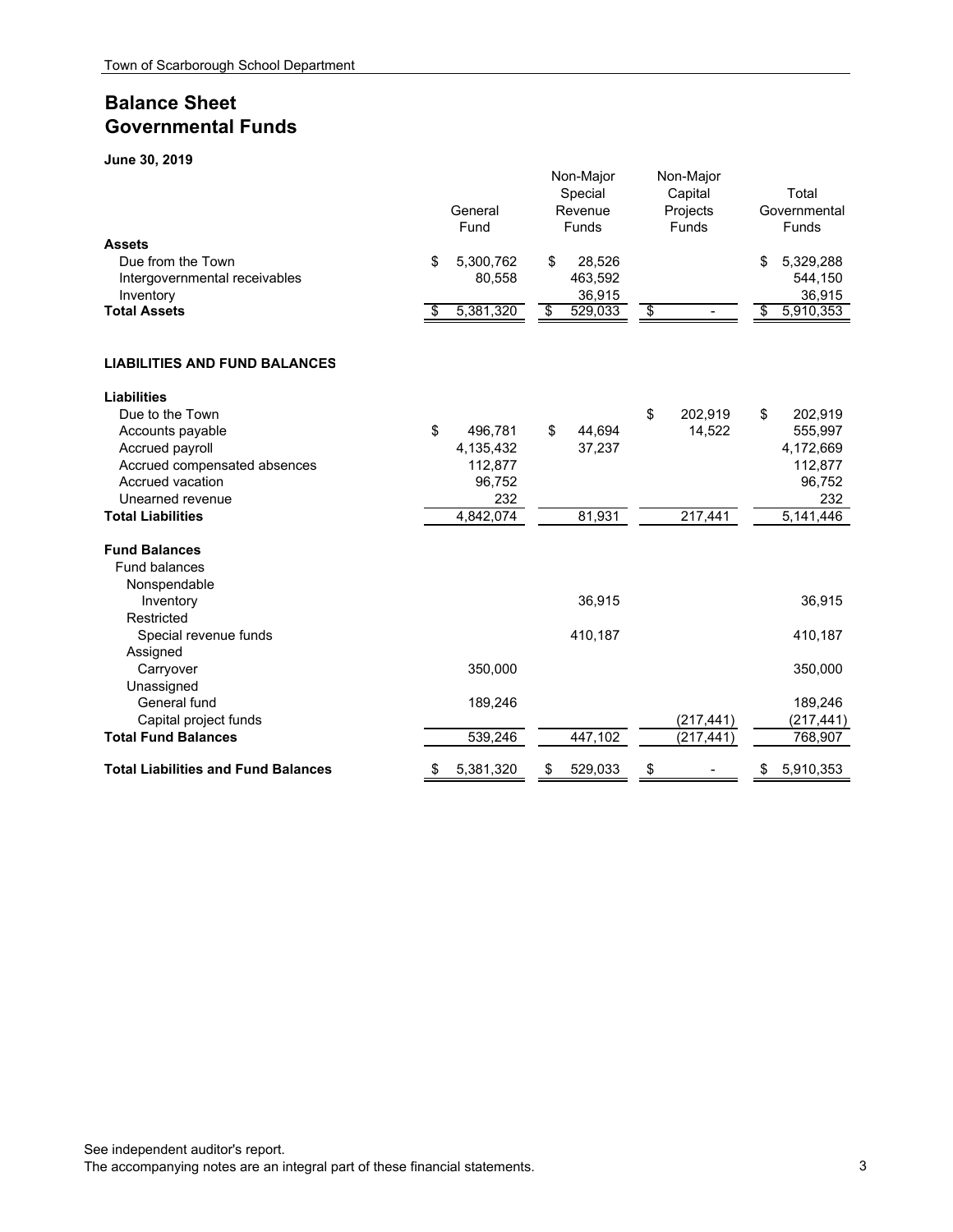# Balance Sheet
# Governmental Funds

**June 30, 2019**

| | General Fund | Non-Major Special Revenue Funds | Non-Major Capital Projects Funds | Total Governmental Funds |
|---|---|---|---|---|
| **Assets** | | | | |
| Due from the Town | $ 5,300,762 | $ 28,526 | | $ 5,329,288 |
| Intergovernmental receivables | 80,558 | 463,592 | | 544,150 |
| Inventory | | 36,915 | | 36,915 |
| **Total Assets** | $ 5,381,320 | $ 529,033 | $ - | $ 5,910,353 |
| | | | | |
| **LIABILITIES AND FUND BALANCES** | | | | |
| **Liabilities** | | | | |
| Due to the Town | | | $ 202,919 | $ 202,919 |
| Accounts payable | $ 496,781 | $ 44,694 | 14,522 | 555,997 |
| Accrued payroll | 4,135,432 | 37,237 | | 4,172,669 |
| Accrued compensated absences | 112,877 | | | 112,877 |
| Accrued vacation | 96,752 | | | 96,752 |
| Unearned revenue | 232 | | | 232 |
| **Total Liabilities** | 4,842,074 | 81,931 | 217,441 | 5,141,446 |
| | | | | |
| **Fund Balances** | | | | |
| Fund balances | | | | |
| Nonspendable | | | | |
| Inventory | | 36,915 | | 36,915 |
| Restricted | | | | |
| Special revenue funds | | 410,187 | | 410,187 |
| Assigned | | | | |
| Carryover | 350,000 | | | 350,000 |
| Unassigned | | | | |
| General fund | 189,246 | | | 189,246 |
| Capital project funds | | | (217,441) | (217,441) |
| **Total Fund Balances** | 539,246 | 447,102 | (217,441) | 768,907 |
| | | | | |
| **Total Liabilities and Fund Balances** | $ 5,381,320 | $ 529,033 | $ - | $ 5,910,353 |

See independent auditor's report.
The accompanying notes are an integral part of these financial statements.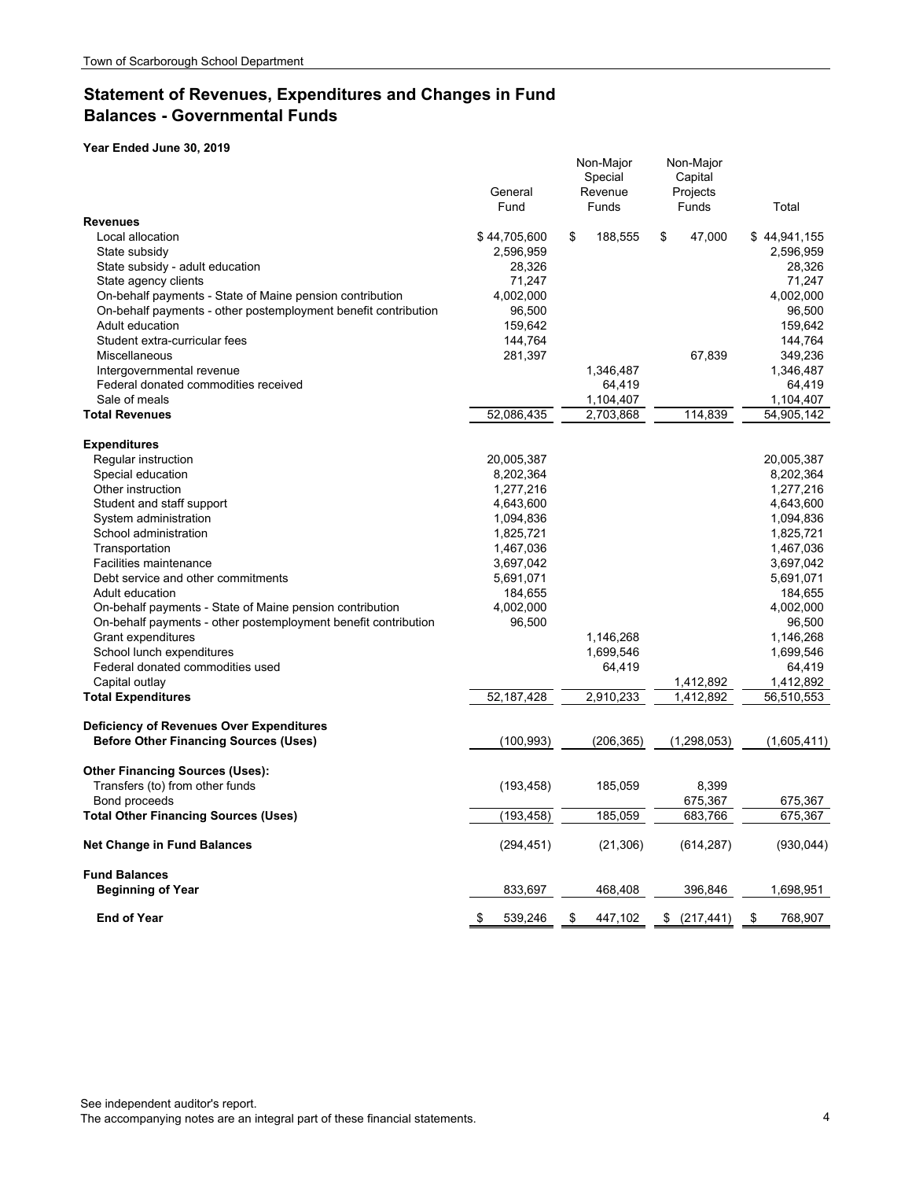# Statement of Revenues, Expenditures and Changes in Fund Balances - Governmental Funds

**Year Ended June 30, 2019**

| | General Fund | Non-Major Special Revenue Funds | Non-Major Capital Projects Funds | Total |
|---|---|---|---|---|
| **Revenues** | | | | |
| Local allocation | $ 44,705,600 | $ 188,555 | $ 47,000 | $ 44,941,155 |
| State subsidy | 2,596,959 | | | 2,596,959 |
| State subsidy - adult education | 28,326 | | | 28,326 |
| State agency clients | 71,247 | | | 71,247 |
| On-behalf payments - State of Maine pension contribution | 4,002,000 | | | 4,002,000 |
| On-behalf payments - other postemployment benefit contribution | 96,500 | | | 96,500 |
| Adult education | 159,642 | | | 159,642 |
| Student extra-curricular fees | 144,764 | | | 144,764 |
| Miscellaneous | 281,397 | | 67,839 | 349,236 |
| Intergovernmental revenue | | 1,346,487 | | 1,346,487 |
| Federal donated commodities received | | 64,419 | | 64,419 |
| Sale of meals | | 1,104,407 | | 1,104,407 |
| **Total Revenues** | 52,086,435 | 2,703,868 | 114,839 | 54,905,142 |
| **Expenditures** | | | | |
| Regular instruction | 20,005,387 | | | 20,005,387 |
| Special education | 8,202,364 | | | 8,202,364 |
| Other instruction | 1,277,216 | | | 1,277,216 |
| Student and staff support | 4,643,600 | | | 4,643,600 |
| System administration | 1,094,836 | | | 1,094,836 |
| School administration | 1,825,721 | | | 1,825,721 |
| Transportation | 1,467,036 | | | 1,467,036 |
| Facilities maintenance | 3,697,042 | | | 3,697,042 |
| Debt service and other commitments | 5,691,071 | | | 5,691,071 |
| Adult education | 184,655 | | | 184,655 |
| On-behalf payments - State of Maine pension contribution | 4,002,000 | | | 4,002,000 |
| On-behalf payments - other postemployment benefit contribution | 96,500 | | | 96,500 |
| Grant expenditures | | 1,146,268 | | 1,146,268 |
| School lunch expenditures | | 1,699,546 | | 1,699,546 |
| Federal donated commodities used | | 64,419 | | 64,419 |
| Capital outlay | | | 1,412,892 | 1,412,892 |
| **Total Expenditures** | 52,187,428 | 2,910,233 | 1,412,892 | 56,510,553 |
| **Deficiency of Revenues Over Expenditures Before Other Financing Sources (Uses)** | (100,993) | (206,365) | (1,298,053) | (1,605,411) |
| **Other Financing Sources (Uses):** | | | | |
| Transfers (to) from other funds | (193,458) | 185,059 | 8,399 | |
| Bond proceeds | | | 675,367 | 675,367 |
| **Total Other Financing Sources (Uses)** | (193,458) | 185,059 | 683,766 | 675,367 |
| **Net Change in Fund Balances** | (294,451) | (21,306) | (614,287) | (930,044) |
| **Fund Balances** | | | | |
| **Beginning of Year** | 833,697 | 468,408 | 396,846 | 1,698,951 |
| **End of Year** | $ 539,246 | $ 447,102 | $ (217,441) | $ 768,907 |

See independent auditor's report.
The accompanying notes are an integral part of these financial statements.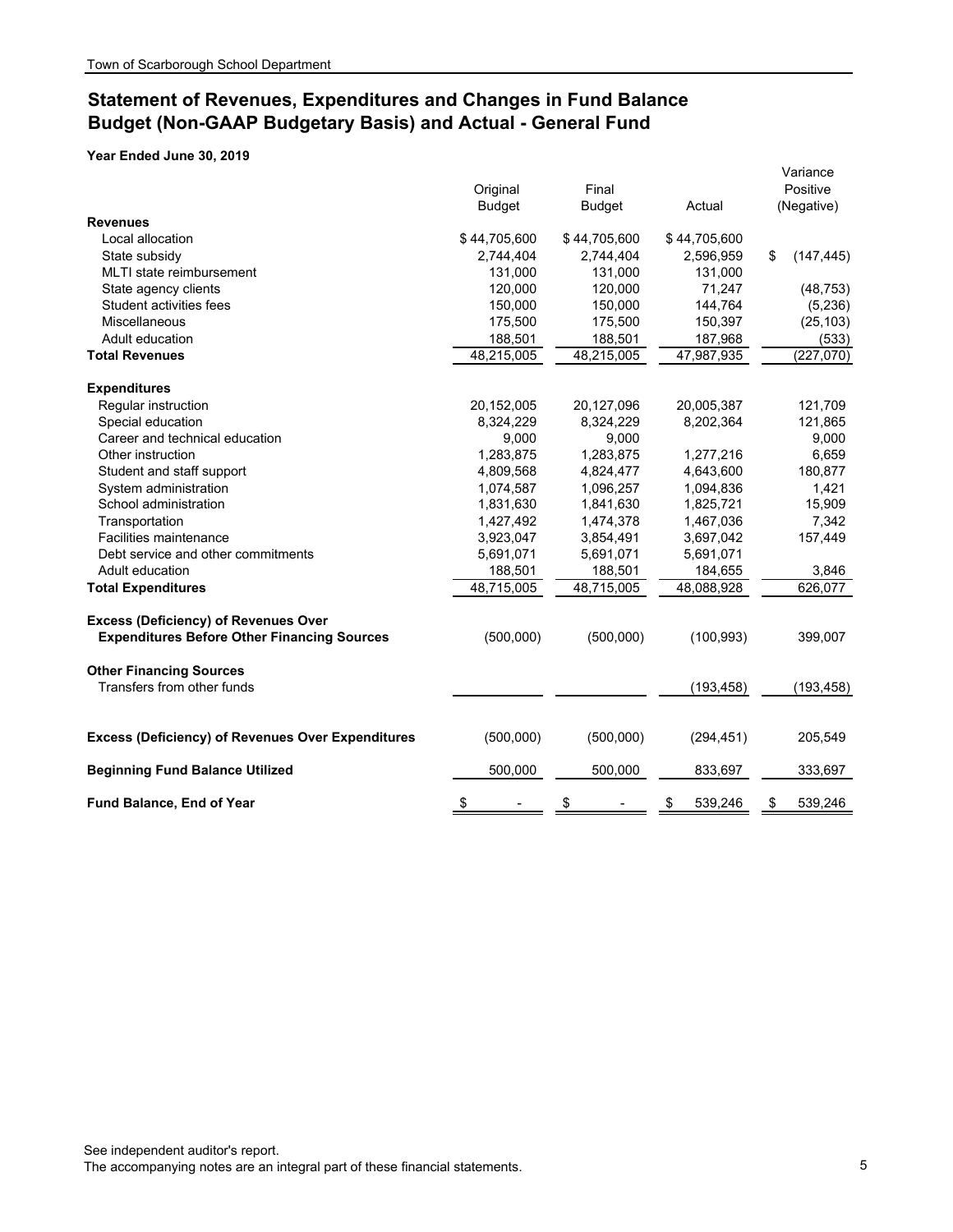# Statement of Revenues, Expenditures and Changes in Fund Balance Budget (Non-GAAP Budgetary Basis) and Actual - General Fund

**Year Ended June 30, 2019**

| | Original Budget | Final Budget | Actual | Variance Positive (Negative) |
|---|---|---|---|---|
| **Revenues** | | | | |
| Local allocation | $ 44,705,600 | $ 44,705,600 | $ 44,705,600 | |
| State subsidy | 2,744,404 | 2,744,404 | 2,596,959 | $ (147,445) |
| MLTI state reimbursement | 131,000 | 131,000 | 131,000 | |
| State agency clients | 120,000 | 120,000 | 71,247 | (48,753) |
| Student activities fees | 150,000 | 150,000 | 144,764 | (5,236) |
| Miscellaneous | 175,500 | 175,500 | 150,397 | (25,103) |
| Adult education | 188,501 | 188,501 | 187,968 | (533) |
| **Total Revenues** | 48,215,005 | 48,215,005 | 47,987,935 | (227,070) |
| **Expenditures** | | | | |
| Regular instruction | 20,152,005 | 20,127,096 | 20,005,387 | 121,709 |
| Special education | 8,324,229 | 8,324,229 | 8,202,364 | 121,865 |
| Career and technical education | 9,000 | 9,000 | | 9,000 |
| Other instruction | 1,283,875 | 1,283,875 | 1,277,216 | 6,659 |
| Student and staff support | 4,809,568 | 4,824,477 | 4,643,600 | 180,877 |
| System administration | 1,074,587 | 1,096,257 | 1,094,836 | 1,421 |
| School administration | 1,831,630 | 1,841,630 | 1,825,721 | 15,909 |
| Transportation | 1,427,492 | 1,474,378 | 1,467,036 | 7,342 |
| Facilities maintenance | 3,923,047 | 3,854,491 | 3,697,042 | 157,449 |
| Debt service and other commitments | 5,691,071 | 5,691,071 | 5,691,071 | |
| Adult education | 188,501 | 188,501 | 184,655 | 3,846 |
| **Total Expenditures** | 48,715,005 | 48,715,005 | 48,088,928 | 626,077 |
| **Excess (Deficiency) of Revenues Over Expenditures Before Other Financing Sources** | (500,000) | (500,000) | (100,993) | 399,007 |
| **Other Financing Sources** | | | | |
| Transfers from other funds | | | (193,458) | (193,458) |
| **Excess (Deficiency) of Revenues Over Expenditures** | (500,000) | (500,000) | (294,451) | 205,549 |
| **Beginning Fund Balance Utilized** | 500,000 | 500,000 | 833,697 | 333,697 |
| **Fund Balance, End of Year** | $ - | $ - | $ 539,246 | $ 539,246 |

See independent auditor's report.
The accompanying notes are an integral part of these financial statements.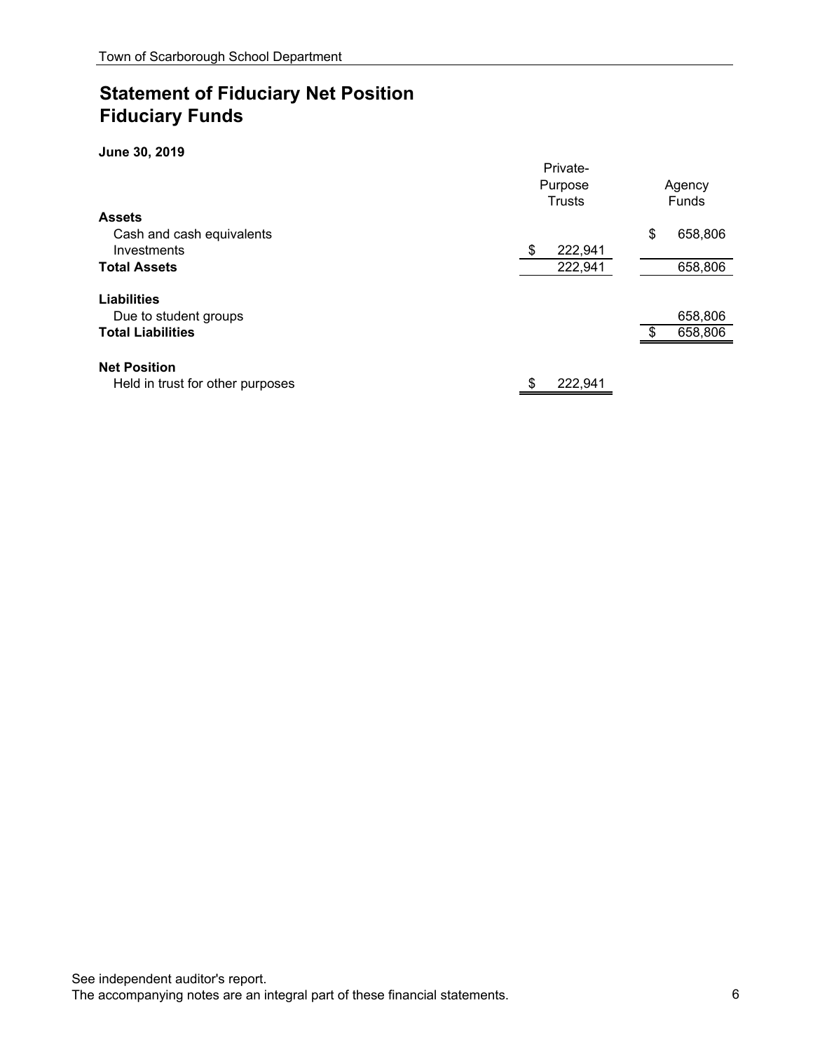# Statement of Fiduciary Net Position
# Fiduciary Funds

**June 30, 2019**

| | Private-Purpose Trusts | Agency Funds |
|---|---|---|
| **Assets** | | |
| Cash and cash equivalents | | $ 658,806 |
| Investments | $ 222,941 | |
| **Total Assets** | 222,941 | 658,806 |
| **Liabilities** | | |
| Due to student groups | | 658,806 |
| **Total Liabilities** | | $ 658,806 |
| **Net Position** | | |
| Held in trust for other purposes | $ 222,941 | |

See independent auditor's report.
The accompanying notes are an integral part of these financial statements.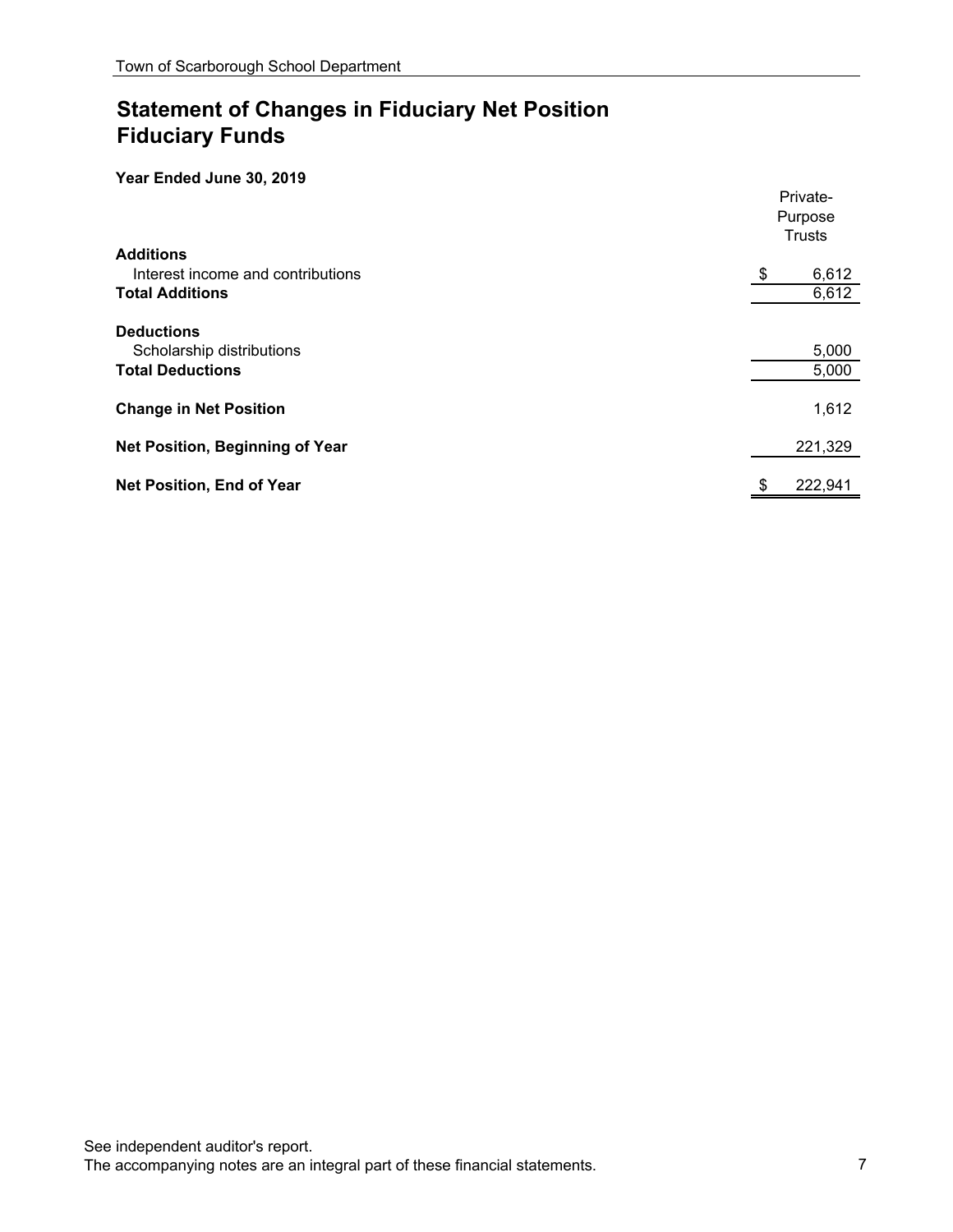# Statement of Changes in Fiduciary Net Position
# Fiduciary Funds

**Year Ended June 30, 2019**

| | Private-Purpose Trusts |
|---|---|
| **Additions** | |
| Interest income and contributions | $ 6,612 |
| **Total Additions** | 6,612 |
| | |
| **Deductions** | |
| Scholarship distributions | 5,000 |
| **Total Deductions** | 5,000 |
| | |
| **Change in Net Position** | 1,612 |
| | |
| **Net Position, Beginning of Year** | 221,329 |
| | |
| **Net Position, End of Year** | $ 222,941 |

See independent auditor's report.
The accompanying notes are an integral part of these financial statements.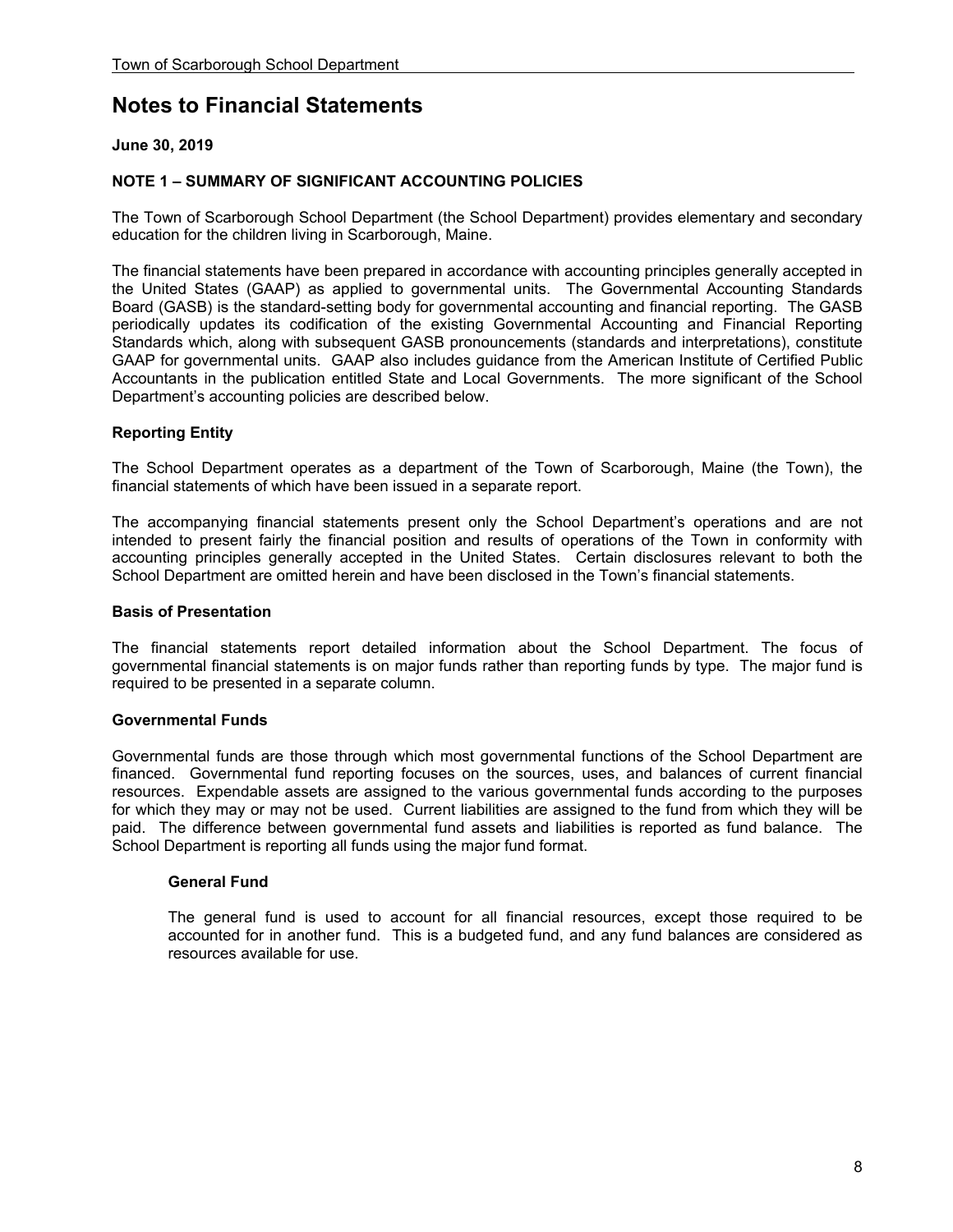# Notes to Financial Statements

**June 30, 2019**

**NOTE 1 – SUMMARY OF SIGNIFICANT ACCOUNTING POLICIES**

The Town of Scarborough School Department (the School Department) provides elementary and secondary education for the children living in Scarborough, Maine.

The financial statements have been prepared in accordance with accounting principles generally accepted in the United States (GAAP) as applied to governmental units. The Governmental Accounting Standards Board (GASB) is the standard-setting body for governmental accounting and financial reporting. The GASB periodically updates its codification of the existing Governmental Accounting and Financial Reporting Standards which, along with subsequent GASB pronouncements (standards and interpretations), constitute GAAP for governmental units. GAAP also includes guidance from the American Institute of Certified Public Accountants in the publication entitled State and Local Governments. The more significant of the School Department's accounting policies are described below.

**Reporting Entity**

The School Department operates as a department of the Town of Scarborough, Maine (the Town), the financial statements of which have been issued in a separate report.

The accompanying financial statements present only the School Department's operations and are not intended to present fairly the financial position and results of operations of the Town in conformity with accounting principles generally accepted in the United States. Certain disclosures relevant to both the School Department are omitted herein and have been disclosed in the Town's financial statements.

**Basis of Presentation**

The financial statements report detailed information about the School Department. The focus of governmental financial statements is on major funds rather than reporting funds by type. The major fund is required to be presented in a separate column.

**Governmental Funds**

Governmental funds are those through which most governmental functions of the School Department are financed. Governmental fund reporting focuses on the sources, uses, and balances of current financial resources. Expendable assets are assigned to the various governmental funds according to the purposes for which they may or may not be used. Current liabilities are assigned to the fund from which they will be paid. The difference between governmental fund assets and liabilities is reported as fund balance. The School Department is reporting all funds using the major fund format.

**General Fund**

The general fund is used to account for all financial resources, except those required to be accounted for in another fund. This is a budgeted fund, and any fund balances are considered as resources available for use.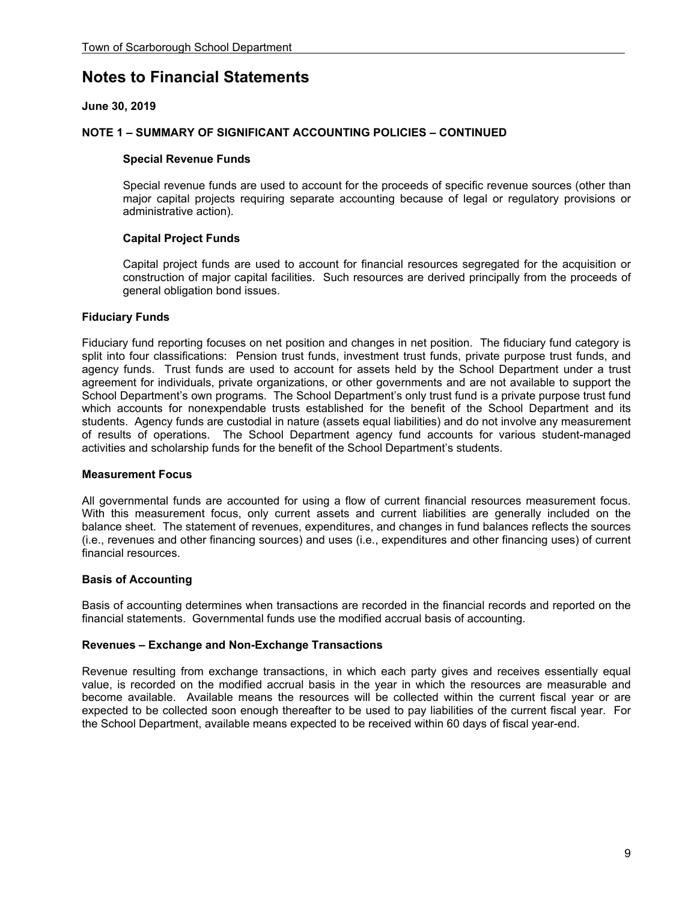# Notes to Financial Statements

**June 30, 2019**

**NOTE 1 – SUMMARY OF SIGNIFICANT ACCOUNTING POLICIES – CONTINUED**

### Special Revenue Funds

Special revenue funds are used to account for the proceeds of specific revenue sources (other than major capital projects requiring separate accounting because of legal or regulatory provisions or administrative action).

### Capital Project Funds

Capital project funds are used to account for financial resources segregated for the acquisition or construction of major capital facilities. Such resources are derived principally from the proceeds of general obligation bond issues.

## Fiduciary Funds

Fiduciary fund reporting focuses on net position and changes in net position. The fiduciary fund category is split into four classifications: Pension trust funds, investment trust funds, private purpose trust funds, and agency funds. Trust funds are used to account for assets held by the School Department under a trust agreement for individuals, private organizations, or other governments and are not available to support the School Department's own programs. The School Department's only trust fund is a private purpose trust fund which accounts for nonexpendable trusts established for the benefit of the School Department and its students. Agency funds are custodial in nature (assets equal liabilities) and do not involve any measurement of results of operations. The School Department agency fund accounts for various student-managed activities and scholarship funds for the benefit of the School Department's students.

## Measurement Focus

All governmental funds are accounted for using a flow of current financial resources measurement focus. With this measurement focus, only current assets and current liabilities are generally included on the balance sheet. The statement of revenues, expenditures, and changes in fund balances reflects the sources (i.e., revenues and other financing sources) and uses (i.e., expenditures and other financing uses) of current financial resources.

## Basis of Accounting

Basis of accounting determines when transactions are recorded in the financial records and reported on the financial statements. Governmental funds use the modified accrual basis of accounting.

## Revenues – Exchange and Non-Exchange Transactions

Revenue resulting from exchange transactions, in which each party gives and receives essentially equal value, is recorded on the modified accrual basis in the year in which the resources are measurable and become available. Available means the resources will be collected within the current fiscal year or are expected to be collected soon enough thereafter to be used to pay liabilities of the current fiscal year. For the School Department, available means expected to be received within 60 days of fiscal year-end.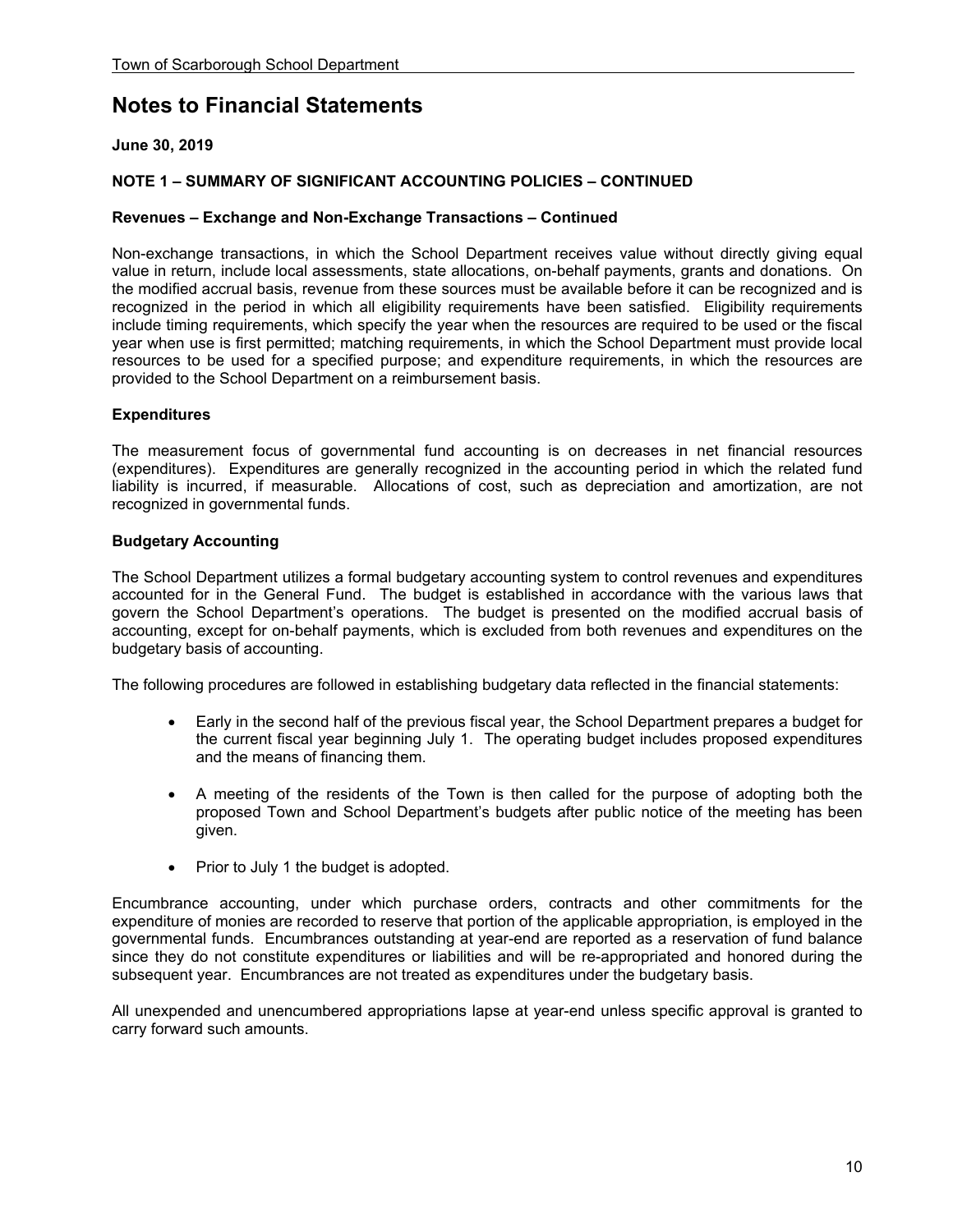# Notes to Financial Statements

**June 30, 2019**

**NOTE 1 – SUMMARY OF SIGNIFICANT ACCOUNTING POLICIES – CONTINUED**

**Revenues – Exchange and Non-Exchange Transactions – Continued**

Non-exchange transactions, in which the School Department receives value without directly giving equal value in return, include local assessments, state allocations, on-behalf payments, grants and donations. On the modified accrual basis, revenue from these sources must be available before it can be recognized and is recognized in the period in which all eligibility requirements have been satisfied. Eligibility requirements include timing requirements, which specify the year when the resources are required to be used or the fiscal year when use is first permitted; matching requirements, in which the School Department must provide local resources to be used for a specified purpose; and expenditure requirements, in which the resources are provided to the School Department on a reimbursement basis.

**Expenditures**

The measurement focus of governmental fund accounting is on decreases in net financial resources (expenditures). Expenditures are generally recognized in the accounting period in which the related fund liability is incurred, if measurable. Allocations of cost, such as depreciation and amortization, are not recognized in governmental funds.

**Budgetary Accounting**

The School Department utilizes a formal budgetary accounting system to control revenues and expenditures accounted for in the General Fund. The budget is established in accordance with the various laws that govern the School Department's operations. The budget is presented on the modified accrual basis of accounting, except for on-behalf payments, which is excluded from both revenues and expenditures on the budgetary basis of accounting.

The following procedures are followed in establishing budgetary data reflected in the financial statements:

- Early in the second half of the previous fiscal year, the School Department prepares a budget for the current fiscal year beginning July 1. The operating budget includes proposed expenditures and the means of financing them.

- A meeting of the residents of the Town is then called for the purpose of adopting both the proposed Town and School Department's budgets after public notice of the meeting has been given.

- Prior to July 1 the budget is adopted.

Encumbrance accounting, under which purchase orders, contracts and other commitments for the expenditure of monies are recorded to reserve that portion of the applicable appropriation, is employed in the governmental funds. Encumbrances outstanding at year-end are reported as a reservation of fund balance since they do not constitute expenditures or liabilities and will be re-appropriated and honored during the subsequent year. Encumbrances are not treated as expenditures under the budgetary basis.

All unexpended and unencumbered appropriations lapse at year-end unless specific approval is granted to carry forward such amounts.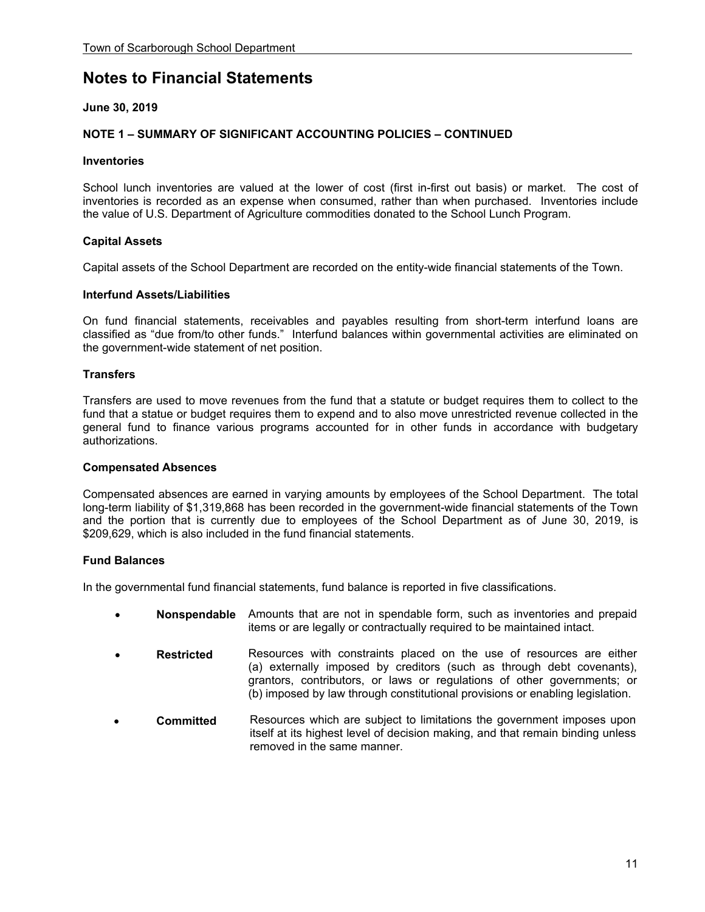# Notes to Financial Statements

**June 30, 2019**

**NOTE 1 – SUMMARY OF SIGNIFICANT ACCOUNTING POLICIES – CONTINUED**

**Inventories**

School lunch inventories are valued at the lower of cost (first in-first out basis) or market. The cost of inventories is recorded as an expense when consumed, rather than when purchased. Inventories include the value of U.S. Department of Agriculture commodities donated to the School Lunch Program.

**Capital Assets**

Capital assets of the School Department are recorded on the entity-wide financial statements of the Town.

**Interfund Assets/Liabilities**

On fund financial statements, receivables and payables resulting from short-term interfund loans are classified as "due from/to other funds." Interfund balances within governmental activities are eliminated on the government-wide statement of net position.

**Transfers**

Transfers are used to move revenues from the fund that a statute or budget requires them to collect to the fund that a statue or budget requires them to expend and to also move unrestricted revenue collected in the general fund to finance various programs accounted for in other funds in accordance with budgetary authorizations.

**Compensated Absences**

Compensated absences are earned in varying amounts by employees of the School Department. The total long-term liability of $1,319,868 has been recorded in the government-wide financial statements of the Town and the portion that is currently due to employees of the School Department as of June 30, 2019, is $209,629, which is also included in the fund financial statements.

**Fund Balances**

In the governmental fund financial statements, fund balance is reported in five classifications.

- **Nonspendable** Amounts that are not in spendable form, such as inventories and prepaid items or are legally or contractually required to be maintained intact.
- **Restricted** Resources with constraints placed on the use of resources are either (a) externally imposed by creditors (such as through debt covenants), grantors, contributors, or laws or regulations of other governments; or (b) imposed by law through constitutional provisions or enabling legislation.
- **Committed** Resources which are subject to limitations the government imposes upon itself at its highest level of decision making, and that remain binding unless removed in the same manner.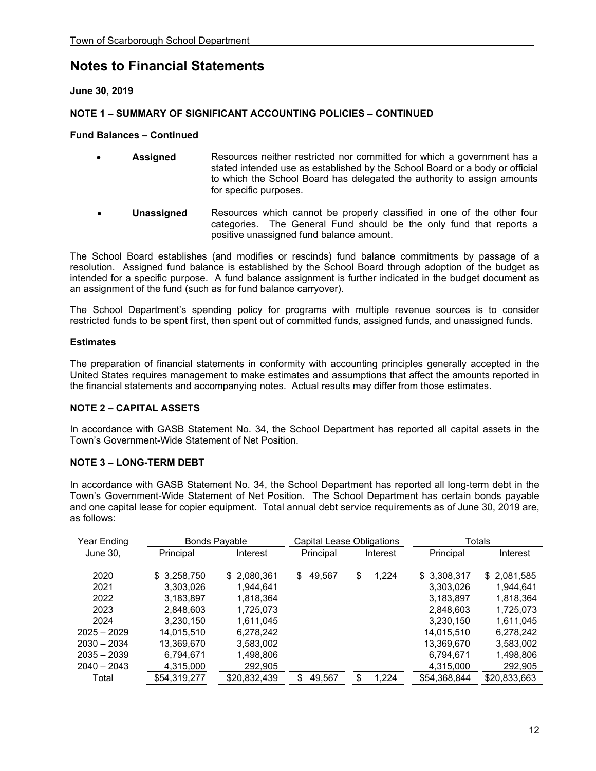## Notes to Financial Statements

**June 30, 2019**

**NOTE 1 – SUMMARY OF SIGNIFICANT ACCOUNTING POLICIES – CONTINUED**

**Fund Balances – Continued**

- **Assigned** Resources neither restricted nor committed for which a government has a stated intended use as established by the School Board or a body or official to which the School Board has delegated the authority to assign amounts for specific purposes.

- **Unassigned** Resources which cannot be properly classified in one of the other four categories. The General Fund should be the only fund that reports a positive unassigned fund balance amount.

The School Board establishes (and modifies or rescinds) fund balance commitments by passage of a resolution. Assigned fund balance is established by the School Board through adoption of the budget as intended for a specific purpose. A fund balance assignment is further indicated in the budget document as an assignment of the fund (such as for fund balance carryover).

The School Department's spending policy for programs with multiple revenue sources is to consider restricted funds to be spent first, then spent out of committed funds, assigned funds, and unassigned funds.

**Estimates**

The preparation of financial statements in conformity with accounting principles generally accepted in the United States requires management to make estimates and assumptions that affect the amounts reported in the financial statements and accompanying notes. Actual results may differ from those estimates.

**NOTE 2 – CAPITAL ASSETS**

In accordance with GASB Statement No. 34, the School Department has reported all capital assets in the Town's Government-Wide Statement of Net Position.

**NOTE 3 – LONG-TERM DEBT**

In accordance with GASB Statement No. 34, the School Department has reported all long-term debt in the Town's Government-Wide Statement of Net Position. The School Department has certain bonds payable and one capital lease for copier equipment. Total annual debt service requirements as of June 30, 2019 are, as follows:

| Year Ending | Bonds Payable | | Capital Lease Obligations | | Totals | |
|---|---|---|---|---|---|---|
| June 30, | Principal | Interest | Principal | Interest | Principal | Interest |
| 2020 | $ 3,258,750 | $ 2,080,361 | $ 49,567 | $ 1,224 | $ 3,308,317 | $ 2,081,585 |
| 2021 | 3,303,026 | 1,944,641 | | | 3,303,026 | 1,944,641 |
| 2022 | 3,183,897 | 1,818,364 | | | 3,183,897 | 1,818,364 |
| 2023 | 2,848,603 | 1,725,073 | | | 2,848,603 | 1,725,073 |
| 2024 | 3,230,150 | 1,611,045 | | | 3,230,150 | 1,611,045 |
| 2025 – 2029 | 14,015,510 | 6,278,242 | | | 14,015,510 | 6,278,242 |
| 2030 – 2034 | 13,369,670 | 3,583,002 | | | 13,369,670 | 3,583,002 |
| 2035 – 2039 | 6,794,671 | 1,498,806 | | | 6,794,671 | 1,498,806 |
| 2040 – 2043 | 4,315,000 | 292,905 | | | 4,315,000 | 292,905 |
| Total | $54,319,277 | $20,832,439 | $ 49,567 | $ 1,224 | $54,368,844 | $20,833,663 |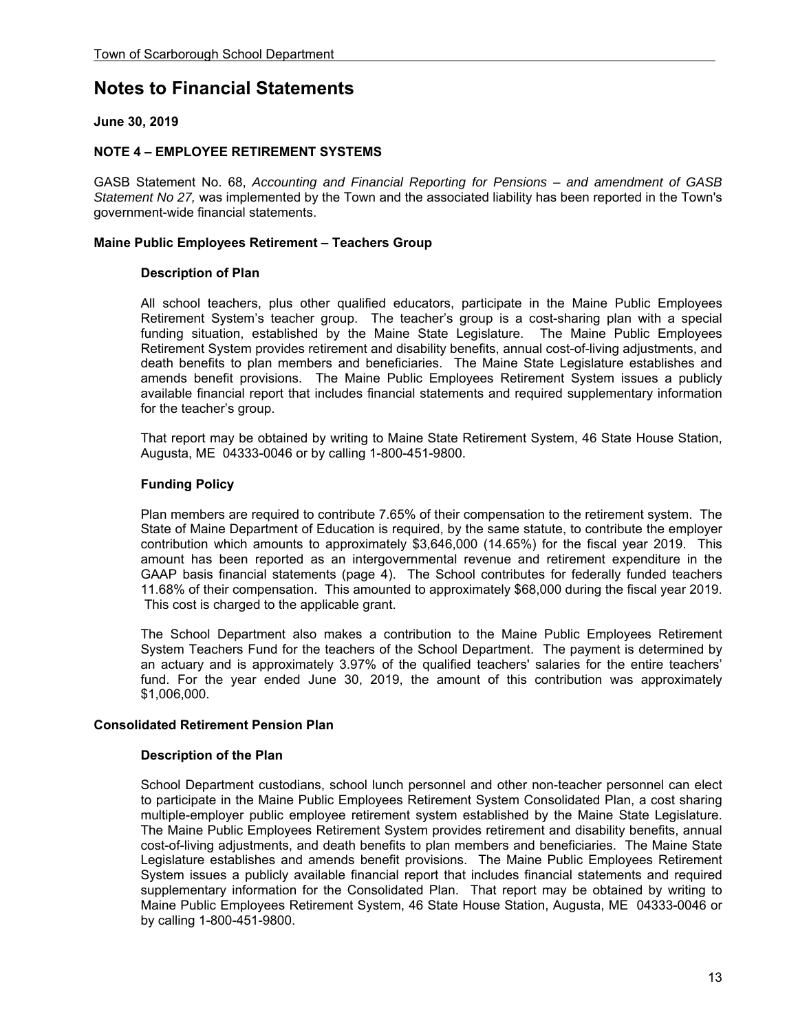# Notes to Financial Statements

**June 30, 2019**

**NOTE 4 – EMPLOYEE RETIREMENT SYSTEMS**

GASB Statement No. 68, *Accounting and Financial Reporting for Pensions – and amendment of GASB Statement No 27,* was implemented by the Town and the associated liability has been reported in the Town's government-wide financial statements.

**Maine Public Employees Retirement – Teachers Group**

**Description of Plan**

All school teachers, plus other qualified educators, participate in the Maine Public Employees Retirement System's teacher group. The teacher's group is a cost-sharing plan with a special funding situation, established by the Maine State Legislature. The Maine Public Employees Retirement System provides retirement and disability benefits, annual cost-of-living adjustments, and death benefits to plan members and beneficiaries. The Maine State Legislature establishes and amends benefit provisions. The Maine Public Employees Retirement System issues a publicly available financial report that includes financial statements and required supplementary information for the teacher's group.

That report may be obtained by writing to Maine State Retirement System, 46 State House Station, Augusta, ME 04333-0046 or by calling 1-800-451-9800.

**Funding Policy**

Plan members are required to contribute 7.65% of their compensation to the retirement system. The State of Maine Department of Education is required, by the same statute, to contribute the employer contribution which amounts to approximately $3,646,000 (14.65%) for the fiscal year 2019. This amount has been reported as an intergovernmental revenue and retirement expenditure in the GAAP basis financial statements (page 4). The School contributes for federally funded teachers 11.68% of their compensation. This amounted to approximately $68,000 during the fiscal year 2019. This cost is charged to the applicable grant.

The School Department also makes a contribution to the Maine Public Employees Retirement System Teachers Fund for the teachers of the School Department. The payment is determined by an actuary and is approximately 3.97% of the qualified teachers' salaries for the entire teachers' fund. For the year ended June 30, 2019, the amount of this contribution was approximately $1,006,000.

**Consolidated Retirement Pension Plan**

**Description of the Plan**

School Department custodians, school lunch personnel and other non-teacher personnel can elect to participate in the Maine Public Employees Retirement System Consolidated Plan, a cost sharing multiple-employer public employee retirement system established by the Maine State Legislature. The Maine Public Employees Retirement System provides retirement and disability benefits, annual cost-of-living adjustments, and death benefits to plan members and beneficiaries. The Maine State Legislature establishes and amends benefit provisions. The Maine Public Employees Retirement System issues a publicly available financial report that includes financial statements and required supplementary information for the Consolidated Plan. That report may be obtained by writing to Maine Public Employees Retirement System, 46 State House Station, Augusta, ME 04333-0046 or by calling 1-800-451-9800.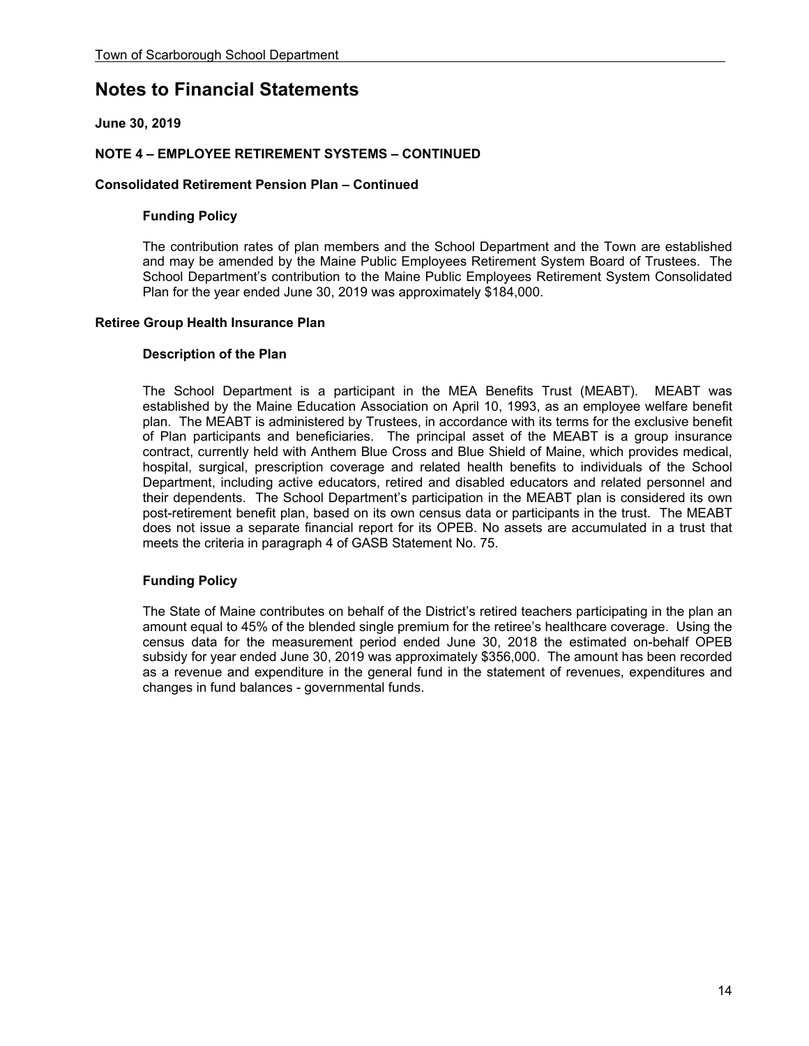# Notes to Financial Statements

**June 30, 2019**

**NOTE 4 – EMPLOYEE RETIREMENT SYSTEMS – CONTINUED**

**Consolidated Retirement Pension Plan – Continued**

**Funding Policy**

The contribution rates of plan members and the School Department and the Town are established and may be amended by the Maine Public Employees Retirement System Board of Trustees. The School Department's contribution to the Maine Public Employees Retirement System Consolidated Plan for the year ended June 30, 2019 was approximately $184,000.

**Retiree Group Health Insurance Plan**

**Description of the Plan**

The School Department is a participant in the MEA Benefits Trust (MEABT). MEABT was established by the Maine Education Association on April 10, 1993, as an employee welfare benefit plan. The MEABT is administered by Trustees, in accordance with its terms for the exclusive benefit of Plan participants and beneficiaries. The principal asset of the MEABT is a group insurance contract, currently held with Anthem Blue Cross and Blue Shield of Maine, which provides medical, hospital, surgical, prescription coverage and related health benefits to individuals of the School Department, including active educators, retired and disabled educators and related personnel and their dependents. The School Department's participation in the MEABT plan is considered its own post-retirement benefit plan, based on its own census data or participants in the trust. The MEABT does not issue a separate financial report for its OPEB. No assets are accumulated in a trust that meets the criteria in paragraph 4 of GASB Statement No. 75.

**Funding Policy**

The State of Maine contributes on behalf of the District's retired teachers participating in the plan an amount equal to 45% of the blended single premium for the retiree's healthcare coverage. Using the census data for the measurement period ended June 30, 2018 the estimated on-behalf OPEB subsidy for year ended June 30, 2019 was approximately $356,000. The amount has been recorded as a revenue and expenditure in the general fund in the statement of revenues, expenditures and changes in fund balances - governmental funds.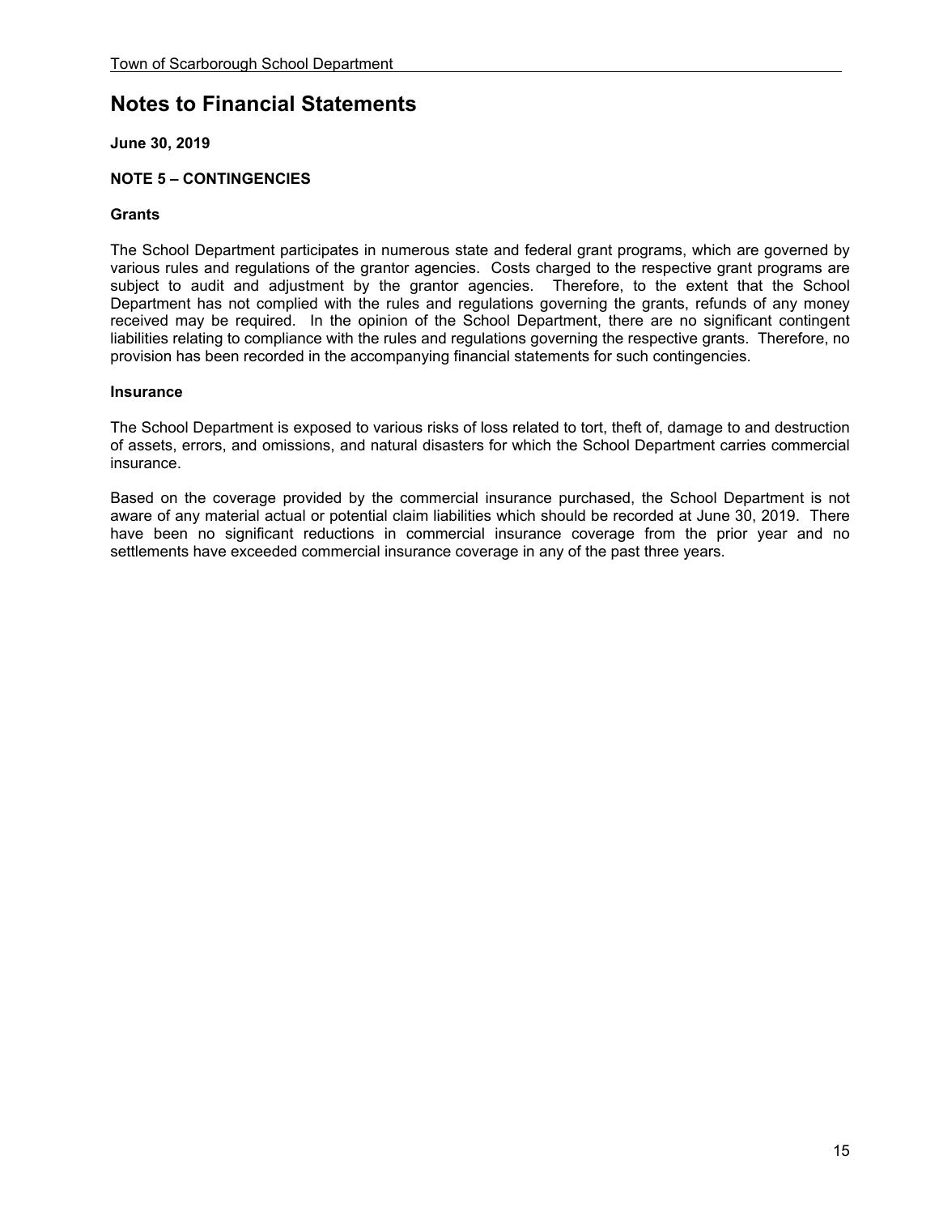# Notes to Financial Statements

**June 30, 2019**

**NOTE 5 – CONTINGENCIES**

**Grants**

The School Department participates in numerous state and federal grant programs, which are governed by various rules and regulations of the grantor agencies. Costs charged to the respective grant programs are subject to audit and adjustment by the grantor agencies. Therefore, to the extent that the School Department has not complied with the rules and regulations governing the grants, refunds of any money received may be required. In the opinion of the School Department, there are no significant contingent liabilities relating to compliance with the rules and regulations governing the respective grants. Therefore, no provision has been recorded in the accompanying financial statements for such contingencies.

**Insurance**

The School Department is exposed to various risks of loss related to tort, theft of, damage to and destruction of assets, errors, and omissions, and natural disasters for which the School Department carries commercial insurance.

Based on the coverage provided by the commercial insurance purchased, the School Department is not aware of any material actual or potential claim liabilities which should be recorded at June 30, 2019. There have been no significant reductions in commercial insurance coverage from the prior year and no settlements have exceeded commercial insurance coverage in any of the past three years.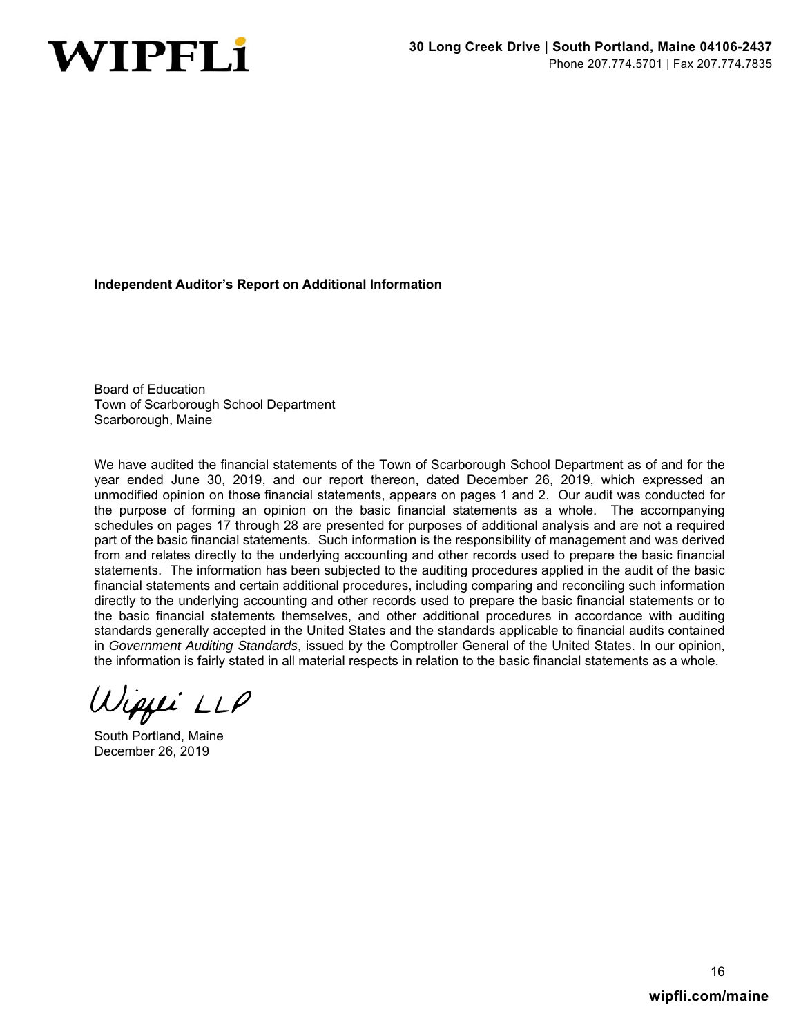**WIPFLi**

**30 Long Creek Drive | South Portland, Maine 04106-2437**
Phone 207.774.5701 | Fax 207.774.7835

**Independent Auditor's Report on Additional Information**

Board of Education
Town of Scarborough School Department
Scarborough, Maine

We have audited the financial statements of the Town of Scarborough School Department as of and for the year ended June 30, 2019, and our report thereon, dated December 26, 2019, which expressed an unmodified opinion on those financial statements, appears on pages 1 and 2. Our audit was conducted for the purpose of forming an opinion on the basic financial statements as a whole. The accompanying schedules on pages 17 through 28 are presented for purposes of additional analysis and are not a required part of the basic financial statements. Such information is the responsibility of management and was derived from and relates directly to the underlying accounting and other records used to prepare the basic financial statements. The information has been subjected to the auditing procedures applied in the audit of the basic financial statements and certain additional procedures, including comparing and reconciling such information directly to the underlying accounting and other records used to prepare the basic financial statements or to the basic financial statements themselves, and other additional procedures in accordance with auditing standards generally accepted in the United States and the standards applicable to financial audits contained in *Government Auditing Standards*, issued by the Comptroller General of the United States. In our opinion, the information is fairly stated in all material respects in relation to the basic financial statements as a whole.

Wipfli LLP

South Portland, Maine
December 26, 2019

**wipfli.com/maine**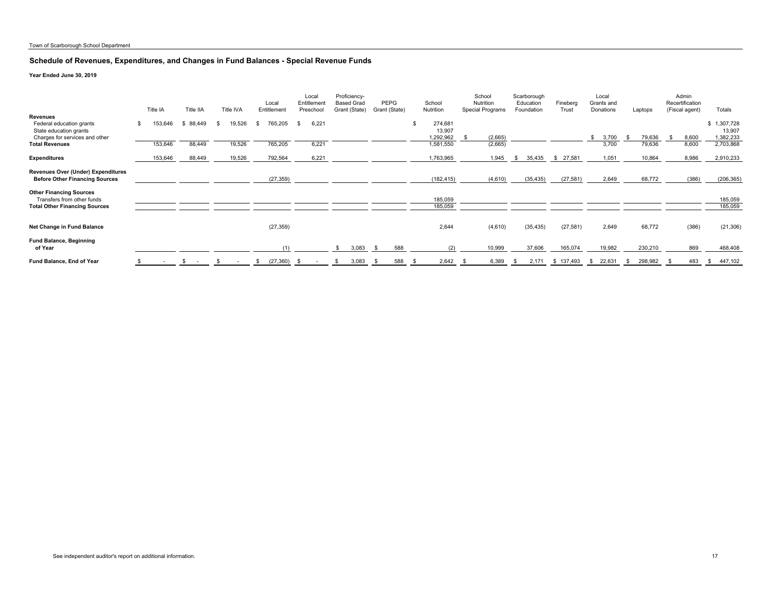Town of Scarborough School Department

## Schedule of Revenues, Expenditures, and Changes in Fund Balances - Special Revenue Funds

**Year Ended June 30, 2019**

| | Title IA | Title IIA | Title IVA | Local Entitlement | Local Entitlement Preschool | Proficiency-Based Grad Grant (State) | PEPG Grant (State) | School Nutrition | School Nutrition Special Programs | Scarborough Education Foundation | Fineberg Trust | Local Grants and Donations | Laptops | Admin Recertification (Fiscal agent) | Totals |
|---|---|---|---|---|---|---|---|---|---|---|---|---|---|---|---|
| **Revenues** | | | | | | | | | | | | | | | |
| Federal education grants | $ 153,646 | $ 88,449 | $ 19,526 | $ 765,205 | $ 6,221 | | | $ 274,681 | | | | | | | $ 1,307,728 |
| State education grants | | | | | | | | 13,907 | | | | | | | 13,907 |
| Charges for services and other | | | | | | | | 1,292,962 | $ (2,665) | | | $ 3,700 | $ 79,636 | $ 8,600 | 1,382,233 |
| **Total Revenues** | 153,646 | 88,449 | 19,526 | 765,205 | 6,221 | | | 1,581,550 | (2,665) | | | 3,700 | 79,636 | 8,600 | 2,703,868 |
| **Expenditures** | 153,646 | 88,449 | 19,526 | 792,564 | 6,221 | | | 1,763,965 | 1,945 | $ 35,435 | $ 27,581 | 1,051 | 10,864 | 8,986 | 2,910,233 |
| **Revenues Over (Under) Expenditures Before Other Financing Sources** | | | | (27,359) | | | | (182,415) | (4,610) | (35,435) | (27,581) | 2,649 | 68,772 | (386) | (206,365) |
| **Other Financing Sources** | | | | | | | | | | | | | | | |
| Transfers from other funds | | | | | | | | 185,059 | | | | | | | 185,059 |
| **Total Other Financing Sources** | | | | | | | | 185,059 | | | | | | | 185,059 |
| **Net Change in Fund Balance** | | | | (27,359) | | | | 2,644 | (4,610) | (35,435) | (27,581) | 2,649 | 68,772 | (386) | (21,306) |
| **Fund Balance, Beginning of Year** | | | | (1) | | $ 3,083 | $ 588 | (2) | 10,999 | 37,606 | 165,074 | 19,982 | 230,210 | 869 | 468,408 |
| **Fund Balance, End of Year** | $ - | $ - | $ - | $ (27,360) | $ - | $ 3,083 | $ 588 | $ 2,642 | $ 6,389 | $ 2,171 | $ 137,493 | $ 22,631 | $ 298,982 | $ 483 | $ 447,102 |

See independent auditor's report on additional information.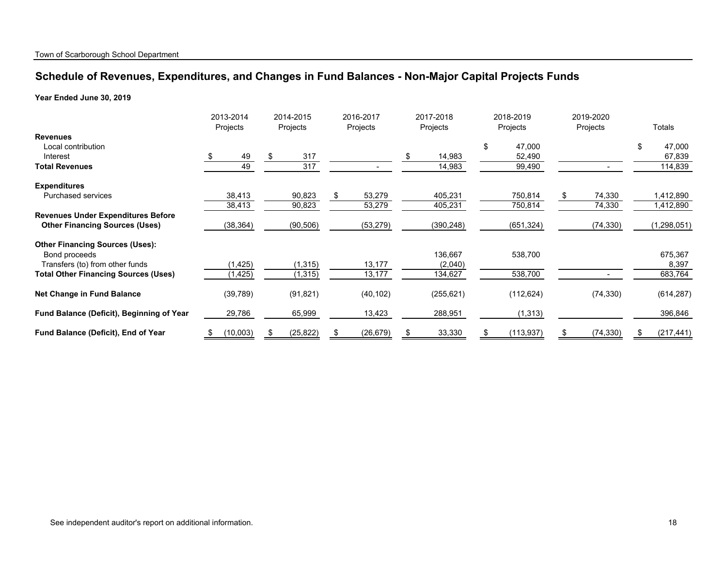## Schedule of Revenues, Expenditures, and Changes in Fund Balances - Non-Major Capital Projects Funds

**Year Ended June 30, 2019**

| | 2013-2014 Projects | 2014-2015 Projects | 2016-2017 Projects | 2017-2018 Projects | 2018-2019 Projects | 2019-2020 Projects | Totals |
|---|---|---|---|---|---|---|---|
| **Revenues** | | | | | | | |
| Local contribution | | | | | $ 47,000 | | $ 47,000 |
| Interest | $ 49 | $ 317 | | $ 14,983 | 52,490 | | 67,839 |
| **Total Revenues** | 49 | 317 | - | 14,983 | 99,490 | - | 114,839 |
| **Expenditures** | | | | | | | |
| Purchased services | 38,413 | 90,823 | $ 53,279 | 405,231 | 750,814 | $ 74,330 | 1,412,890 |
| | 38,413 | 90,823 | 53,279 | 405,231 | 750,814 | 74,330 | 1,412,890 |
| **Revenues Under Expenditures Before Other Financing Sources (Uses)** | (38,364) | (90,506) | (53,279) | (390,248) | (651,324) | (74,330) | (1,298,051) |
| **Other Financing Sources (Uses):** | | | | | | | |
| Bond proceeds | | | | 136,667 | 538,700 | | 675,367 |
| Transfers (to) from other funds | (1,425) | (1,315) | 13,177 | (2,040) | | | 8,397 |
| **Total Other Financing Sources (Uses)** | (1,425) | (1,315) | 13,177 | 134,627 | 538,700 | - | 683,764 |
| **Net Change in Fund Balance** | (39,789) | (91,821) | (40,102) | (255,621) | (112,624) | (74,330) | (614,287) |
| **Fund Balance (Deficit), Beginning of Year** | 29,786 | 65,999 | 13,423 | 288,951 | (1,313) | | 396,846 |
| **Fund Balance (Deficit), End of Year** | $ (10,003) | $ (25,822) | $ (26,679) | $ 33,330 | $ (113,937) | $ (74,330) | $ (217,441) |

See independent auditor's report on additional information.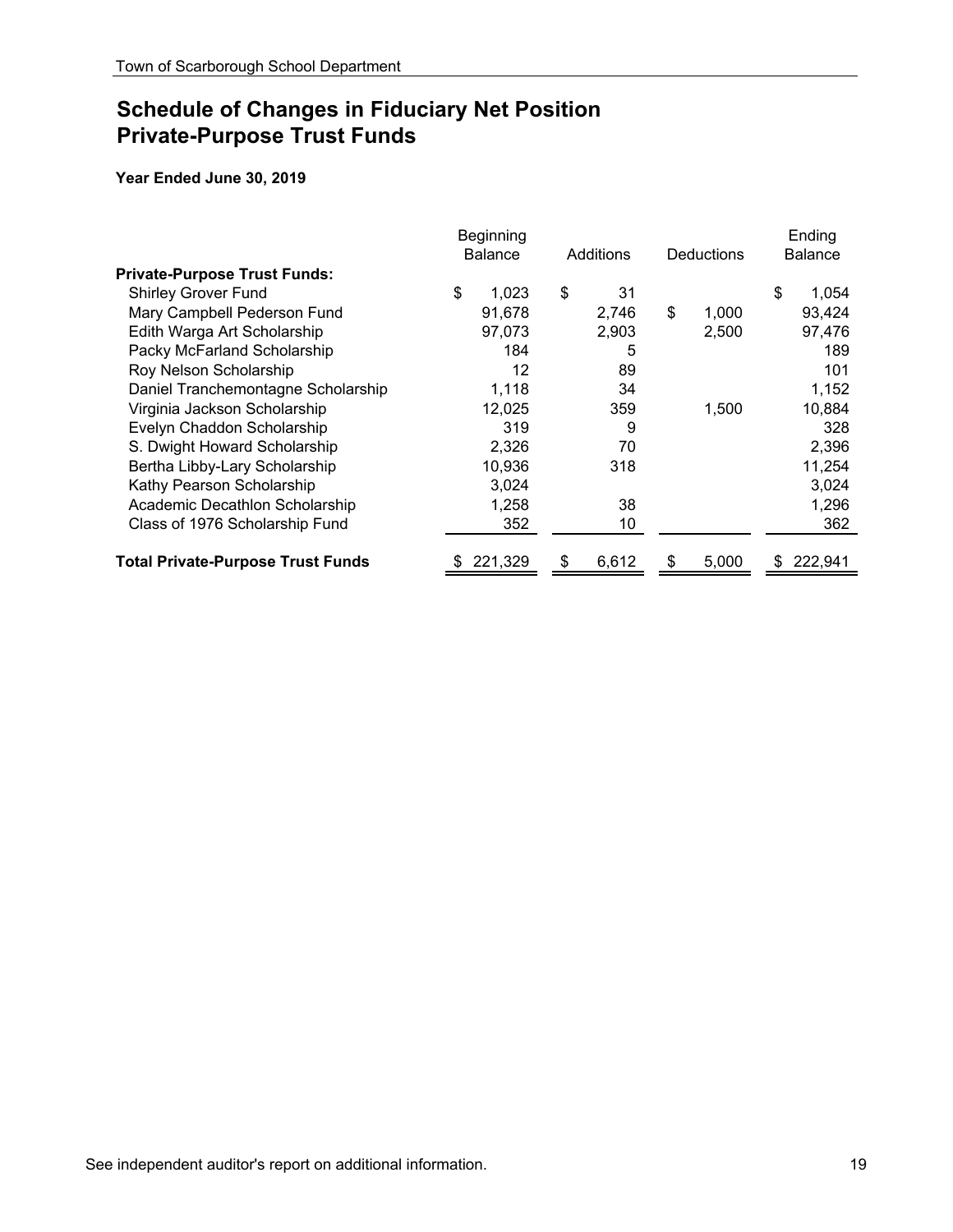# Schedule of Changes in Fiduciary Net Position
# Private-Purpose Trust Funds

**Year Ended June 30, 2019**

| | Beginning Balance | Additions | Deductions | Ending Balance |
|---|---|---|---|---|
| **Private-Purpose Trust Funds:** | | | | |
| Shirley Grover Fund | $ 1,023 | $ 31 | | $ 1,054 |
| Mary Campbell Pederson Fund | 91,678 | 2,746 | $ 1,000 | 93,424 |
| Edith Warga Art Scholarship | 97,073 | 2,903 | 2,500 | 97,476 |
| Packy McFarland Scholarship | 184 | 5 | | 189 |
| Roy Nelson Scholarship | 12 | 89 | | 101 |
| Daniel Tranchemontagne Scholarship | 1,118 | 34 | | 1,152 |
| Virginia Jackson Scholarship | 12,025 | 359 | 1,500 | 10,884 |
| Evelyn Chaddon Scholarship | 319 | 9 | | 328 |
| S. Dwight Howard Scholarship | 2,326 | 70 | | 2,396 |
| Bertha Libby-Lary Scholarship | 10,936 | 318 | | 11,254 |
| Kathy Pearson Scholarship | 3,024 | | | 3,024 |
| Academic Decathlon Scholarship | 1,258 | 38 | | 1,296 |
| Class of 1976 Scholarship Fund | 352 | 10 | | 362 |
| **Total Private-Purpose Trust Funds** | $ 221,329 | $ 6,612 | $ 5,000 | $ 222,941 |

See independent auditor's report on additional information.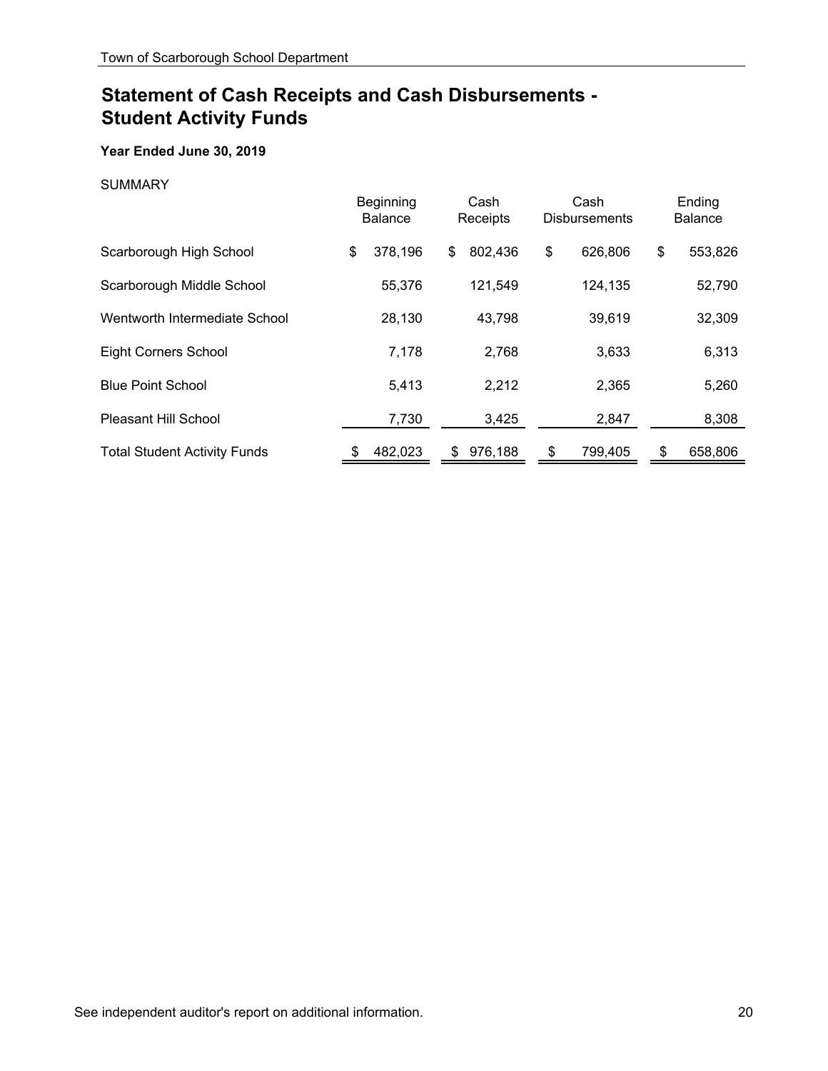# Statement of Cash Receipts and Cash Disbursements - Student Activity Funds

**Year Ended June 30, 2019**

SUMMARY

| | Beginning Balance | Cash Receipts | Cash Disbursements | Ending Balance |
|---|---|---|---|---|
| Scarborough High School | $ 378,196 | $ 802,436 | $ 626,806 | $ 553,826 |
| Scarborough Middle School | 55,376 | 121,549 | 124,135 | 52,790 |
| Wentworth Intermediate School | 28,130 | 43,798 | 39,619 | 32,309 |
| Eight Corners School | 7,178 | 2,768 | 3,633 | 6,313 |
| Blue Point School | 5,413 | 2,212 | 2,365 | 5,260 |
| Pleasant Hill School | 7,730 | 3,425 | 2,847 | 8,308 |
| Total Student Activity Funds | $ 482,023 | $ 976,188 | $ 799,405 | $ 658,806 |

See independent auditor's report on additional information.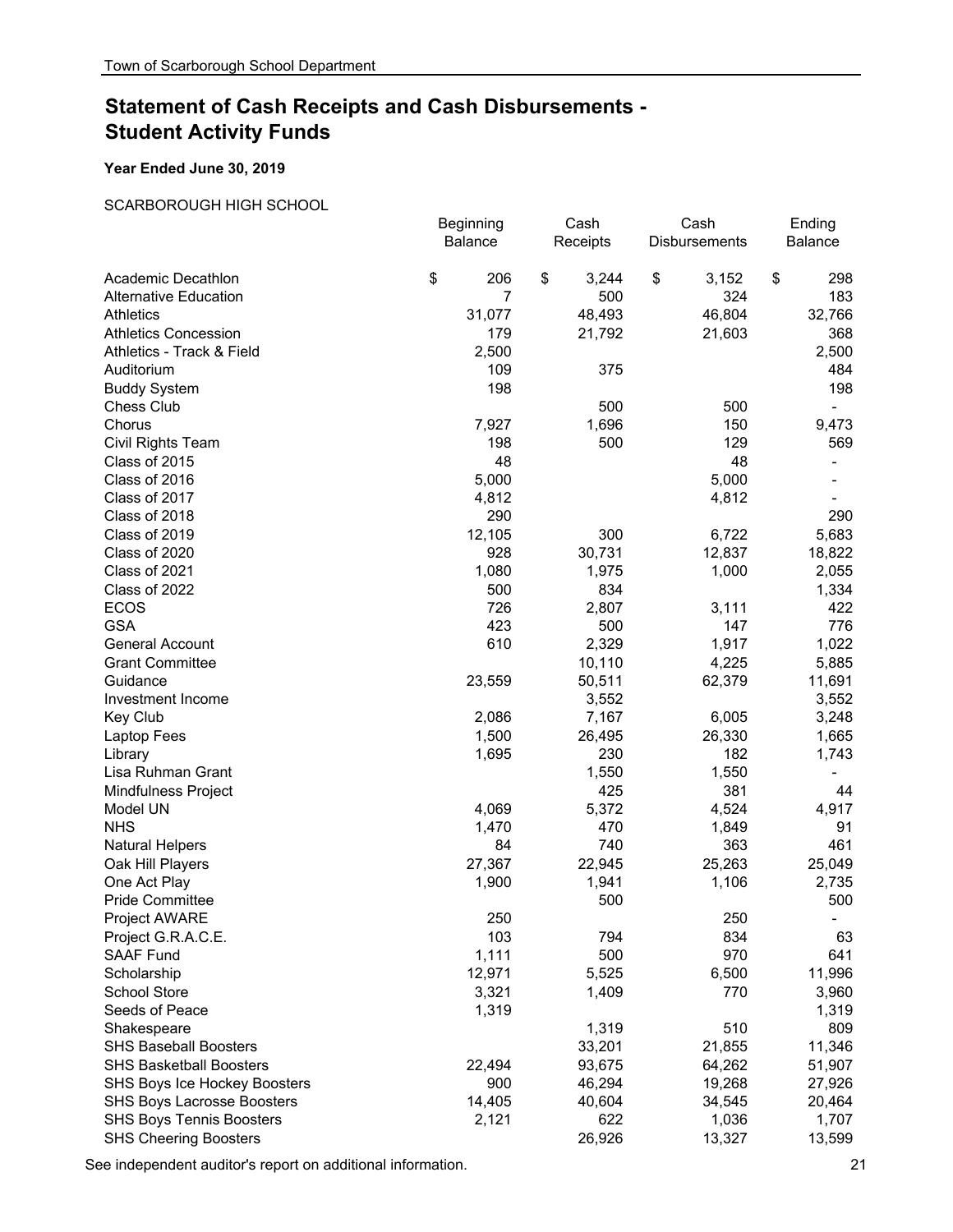# Statement of Cash Receipts and Cash Disbursements - Student Activity Funds

**Year Ended June 30, 2019**

SCARBOROUGH HIGH SCHOOL

| | Beginning Balance | Cash Receipts | Cash Disbursements | Ending Balance |
|---|---|---|---|---|
| Academic Decathlon | $ 206 | $ 3,244 | $ 3,152 | $ 298 |
| Alternative Education | 7 | 500 | 324 | 183 |
| Athletics | 31,077 | 48,493 | 46,804 | 32,766 |
| Athletics Concession | 179 | 21,792 | 21,603 | 368 |
| Athletics - Track & Field | 2,500 | | | 2,500 |
| Auditorium | 109 | 375 | | 484 |
| Buddy System | 198 | | | 198 |
| Chess Club | | 500 | 500 | - |
| Chorus | 7,927 | 1,696 | 150 | 9,473 |
| Civil Rights Team | 198 | 500 | 129 | 569 |
| Class of 2015 | 48 | | 48 | - |
| Class of 2016 | 5,000 | | 5,000 | - |
| Class of 2017 | 4,812 | | 4,812 | - |
| Class of 2018 | 290 | | | 290 |
| Class of 2019 | 12,105 | 300 | 6,722 | 5,683 |
| Class of 2020 | 928 | 30,731 | 12,837 | 18,822 |
| Class of 2021 | 1,080 | 1,975 | 1,000 | 2,055 |
| Class of 2022 | 500 | 834 | | 1,334 |
| ECOS | 726 | 2,807 | 3,111 | 422 |
| GSA | 423 | 500 | 147 | 776 |
| General Account | 610 | 2,329 | 1,917 | 1,022 |
| Grant Committee | | 10,110 | 4,225 | 5,885 |
| Guidance | 23,559 | 50,511 | 62,379 | 11,691 |
| Investment Income | | 3,552 | | 3,552 |
| Key Club | 2,086 | 7,167 | 6,005 | 3,248 |
| Laptop Fees | 1,500 | 26,495 | 26,330 | 1,665 |
| Library | 1,695 | 230 | 182 | 1,743 |
| Lisa Ruhman Grant | | 1,550 | 1,550 | - |
| Mindfulness Project | | 425 | 381 | 44 |
| Model UN | 4,069 | 5,372 | 4,524 | 4,917 |
| NHS | 1,470 | 470 | 1,849 | 91 |
| Natural Helpers | 84 | 740 | 363 | 461 |
| Oak Hill Players | 27,367 | 22,945 | 25,263 | 25,049 |
| One Act Play | 1,900 | 1,941 | 1,106 | 2,735 |
| Pride Committee | | 500 | | 500 |
| Project AWARE | 250 | | 250 | - |
| Project G.R.A.C.E. | 103 | 794 | 834 | 63 |
| SAAF Fund | 1,111 | 500 | 970 | 641 |
| Scholarship | 12,971 | 5,525 | 6,500 | 11,996 |
| School Store | 3,321 | 1,409 | 770 | 3,960 |
| Seeds of Peace | 1,319 | | | 1,319 |
| Shakespeare | | 1,319 | 510 | 809 |
| SHS Baseball Boosters | | 33,201 | 21,855 | 11,346 |
| SHS Basketball Boosters | 22,494 | 93,675 | 64,262 | 51,907 |
| SHS Boys Ice Hockey Boosters | 900 | 46,294 | 19,268 | 27,926 |
| SHS Boys Lacrosse Boosters | 14,405 | 40,604 | 34,545 | 20,464 |
| SHS Boys Tennis Boosters | 2,121 | 622 | 1,036 | 1,707 |
| SHS Cheering Boosters | | 26,926 | 13,327 | 13,599 |

See independent auditor's report on additional information.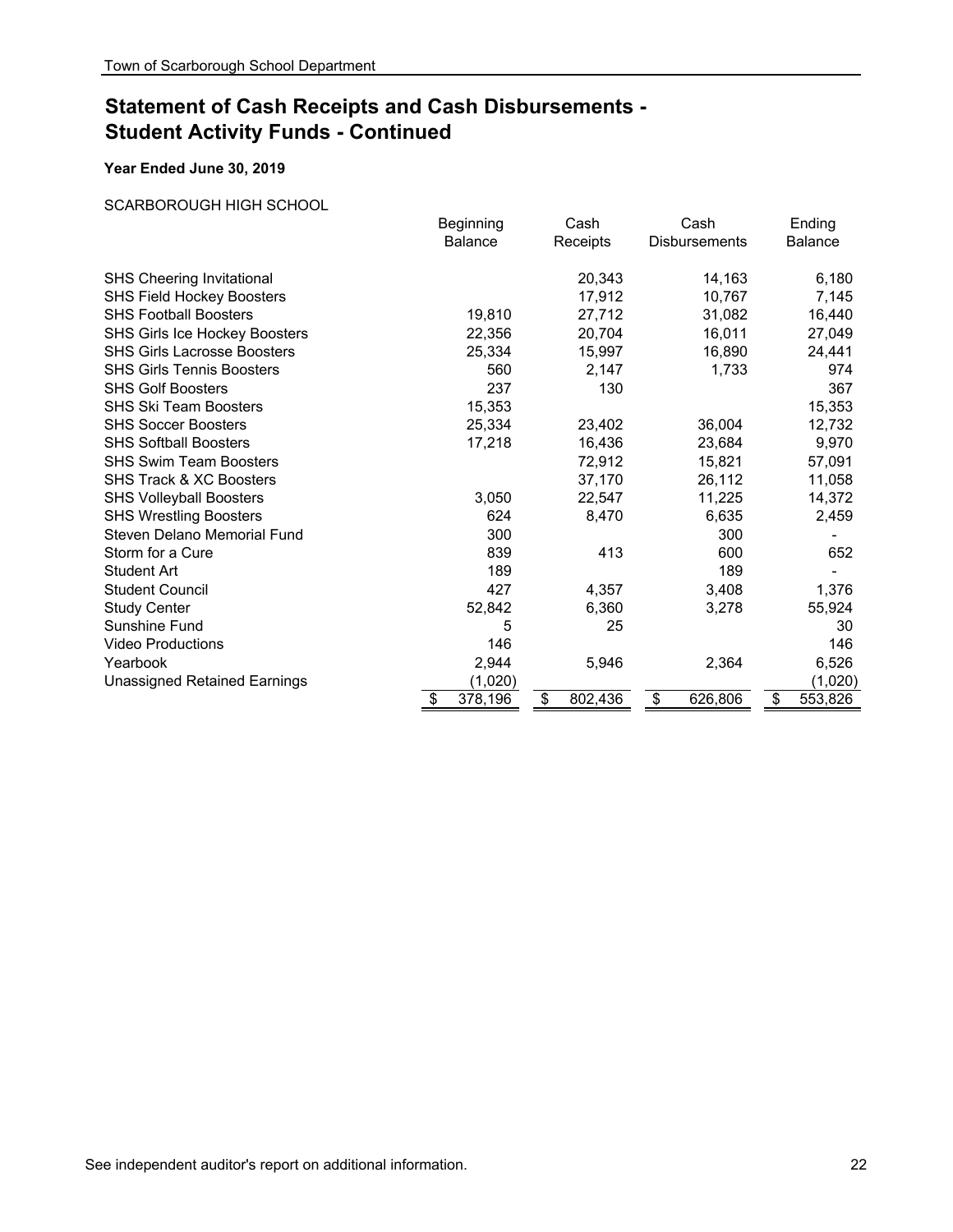# Statement of Cash Receipts and Cash Disbursements - Student Activity Funds - Continued

**Year Ended June 30, 2019**

SCARBOROUGH HIGH SCHOOL

| | Beginning Balance | Cash Receipts | Cash Disbursements | Ending Balance |
|---|---|---|---|---|
| SHS Cheering Invitational | | 20,343 | 14,163 | 6,180 |
| SHS Field Hockey Boosters | | 17,912 | 10,767 | 7,145 |
| SHS Football Boosters | 19,810 | 27,712 | 31,082 | 16,440 |
| SHS Girls Ice Hockey Boosters | 22,356 | 20,704 | 16,011 | 27,049 |
| SHS Girls Lacrosse Boosters | 25,334 | 15,997 | 16,890 | 24,441 |
| SHS Girls Tennis Boosters | 560 | 2,147 | 1,733 | 974 |
| SHS Golf Boosters | 237 | 130 | | 367 |
| SHS Ski Team Boosters | 15,353 | | | 15,353 |
| SHS Soccer Boosters | 25,334 | 23,402 | 36,004 | 12,732 |
| SHS Softball Boosters | 17,218 | 16,436 | 23,684 | 9,970 |
| SHS Swim Team Boosters | | 72,912 | 15,821 | 57,091 |
| SHS Track & XC Boosters | | 37,170 | 26,112 | 11,058 |
| SHS Volleyball Boosters | 3,050 | 22,547 | 11,225 | 14,372 |
| SHS Wrestling Boosters | 624 | 8,470 | 6,635 | 2,459 |
| Steven Delano Memorial Fund | 300 | | 300 | - |
| Storm for a Cure | 839 | 413 | 600 | 652 |
| Student Art | 189 | | 189 | - |
| Student Council | 427 | 4,357 | 3,408 | 1,376 |
| Study Center | 52,842 | 6,360 | 3,278 | 55,924 |
| Sunshine Fund | 5 | 25 | | 30 |
| Video Productions | 146 | | | 146 |
| Yearbook | 2,944 | 5,946 | 2,364 | 6,526 |
| Unassigned Retained Earnings | (1,020) | | | (1,020) |
| | $ 378,196 | $ 802,436 | $ 626,806 | $ 553,826 |

See independent auditor's report on additional information.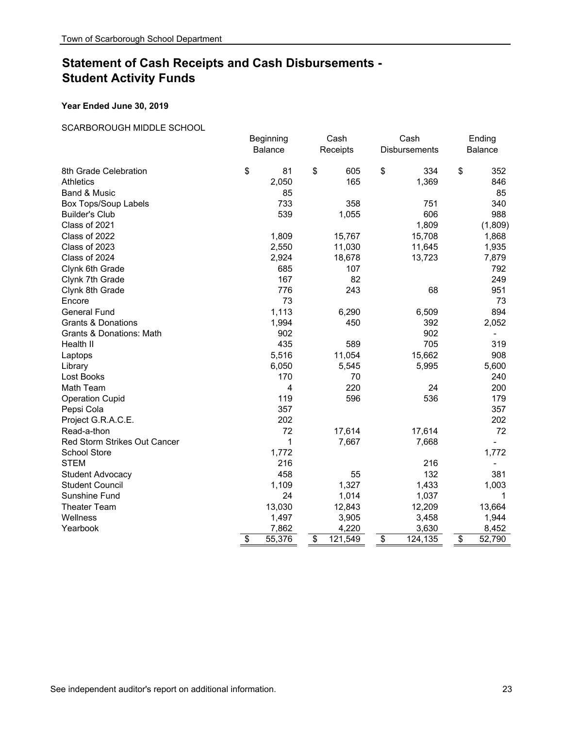## Statement of Cash Receipts and Cash Disbursements - Student Activity Funds

**Year Ended June 30, 2019**

SCARBOROUGH MIDDLE SCHOOL

| | Beginning Balance | Cash Receipts | Cash Disbursements | Ending Balance |
|---|---|---|---|---|
| 8th Grade Celebration | $ 81 | $ 605 | $ 334 | $ 352 |
| Athletics | 2,050 | 165 | 1,369 | 846 |
| Band & Music | 85 | | | 85 |
| Box Tops/Soup Labels | 733 | 358 | 751 | 340 |
| Builder's Club | 539 | 1,055 | 606 | 988 |
| Class of 2021 | | | 1,809 | (1,809) |
| Class of 2022 | 1,809 | 15,767 | 15,708 | 1,868 |
| Class of 2023 | 2,550 | 11,030 | 11,645 | 1,935 |
| Class of 2024 | 2,924 | 18,678 | 13,723 | 7,879 |
| Clynk 6th Grade | 685 | 107 | | 792 |
| Clynk 7th Grade | 167 | 82 | | 249 |
| Clynk 8th Grade | 776 | 243 | 68 | 951 |
| Encore | 73 | | | 73 |
| General Fund | 1,113 | 6,290 | 6,509 | 894 |
| Grants & Donations | 1,994 | 450 | 392 | 2,052 |
| Grants & Donations: Math | 902 | | 902 | - |
| Health II | 435 | 589 | 705 | 319 |
| Laptops | 5,516 | 11,054 | 15,662 | 908 |
| Library | 6,050 | 5,545 | 5,995 | 5,600 |
| Lost Books | 170 | 70 | | 240 |
| Math Team | 4 | 220 | 24 | 200 |
| Operation Cupid | 119 | 596 | 536 | 179 |
| Pepsi Cola | 357 | | | 357 |
| Project G.R.A.C.E. | 202 | | | 202 |
| Read-a-thon | 72 | 17,614 | 17,614 | 72 |
| Red Storm Strikes Out Cancer | 1 | 7,667 | 7,668 | - |
| School Store | 1,772 | | | 1,772 |
| STEM | 216 | | 216 | - |
| Student Advocacy | 458 | 55 | 132 | 381 |
| Student Council | 1,109 | 1,327 | 1,433 | 1,003 |
| Sunshine Fund | 24 | 1,014 | 1,037 | 1 |
| Theater Team | 13,030 | 12,843 | 12,209 | 13,664 |
| Wellness | 1,497 | 3,905 | 3,458 | 1,944 |
| Yearbook | 7,862 | 4,220 | 3,630 | 8,452 |
| | $ 55,376 | $ 121,549 | $ 124,135 | $ 52,790 |

See independent auditor's report on additional information.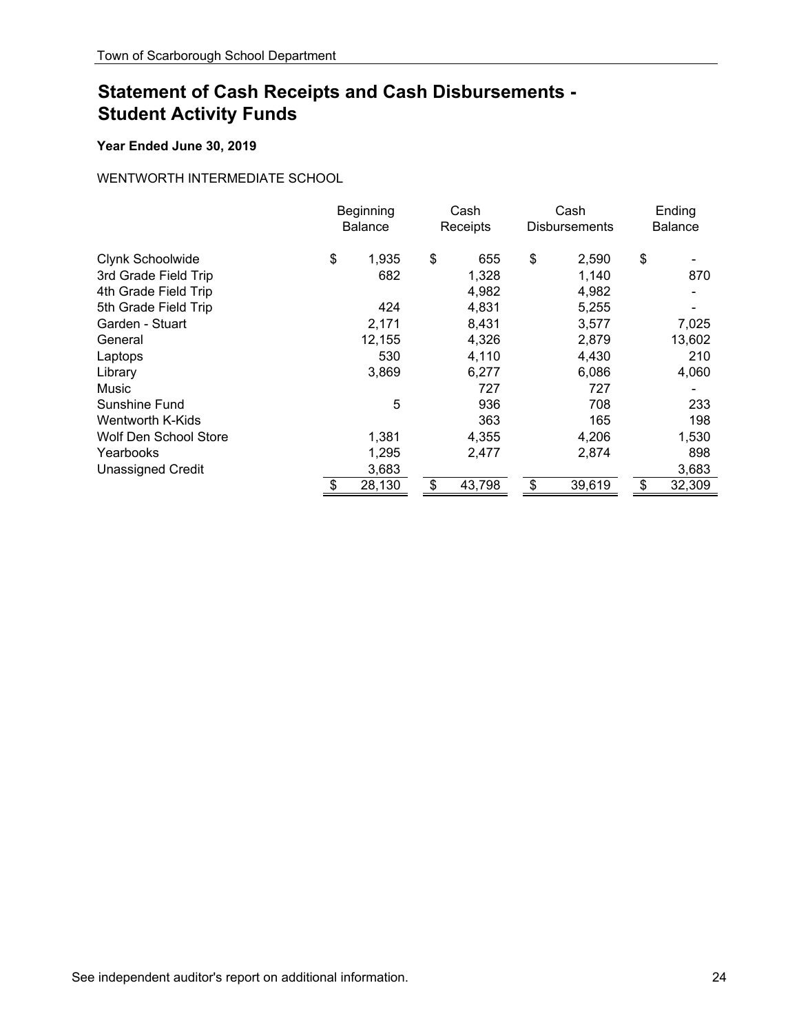# Statement of Cash Receipts and Cash Disbursements - Student Activity Funds

**Year Ended June 30, 2019**

WENTWORTH INTERMEDIATE SCHOOL

| | Beginning Balance | Cash Receipts | Cash Disbursements | Ending Balance |
|---|---|---|---|---|
| Clynk Schoolwide | $ 1,935 | $ 655 | $ 2,590 | $ - |
| 3rd Grade Field Trip | 682 | 1,328 | 1,140 | 870 |
| 4th Grade Field Trip | | 4,982 | 4,982 | - |
| 5th Grade Field Trip | 424 | 4,831 | 5,255 | - |
| Garden - Stuart | 2,171 | 8,431 | 3,577 | 7,025 |
| General | 12,155 | 4,326 | 2,879 | 13,602 |
| Laptops | 530 | 4,110 | 4,430 | 210 |
| Library | 3,869 | 6,277 | 6,086 | 4,060 |
| Music | | 727 | 727 | - |
| Sunshine Fund | 5 | 936 | 708 | 233 |
| Wentworth K-Kids | | 363 | 165 | 198 |
| Wolf Den School Store | 1,381 | 4,355 | 4,206 | 1,530 |
| Yearbooks | 1,295 | 2,477 | 2,874 | 898 |
| Unassigned Credit | 3,683 | | | 3,683 |
| | $ 28,130 | $ 43,798 | $ 39,619 | $ 32,309 |

See independent auditor's report on additional information.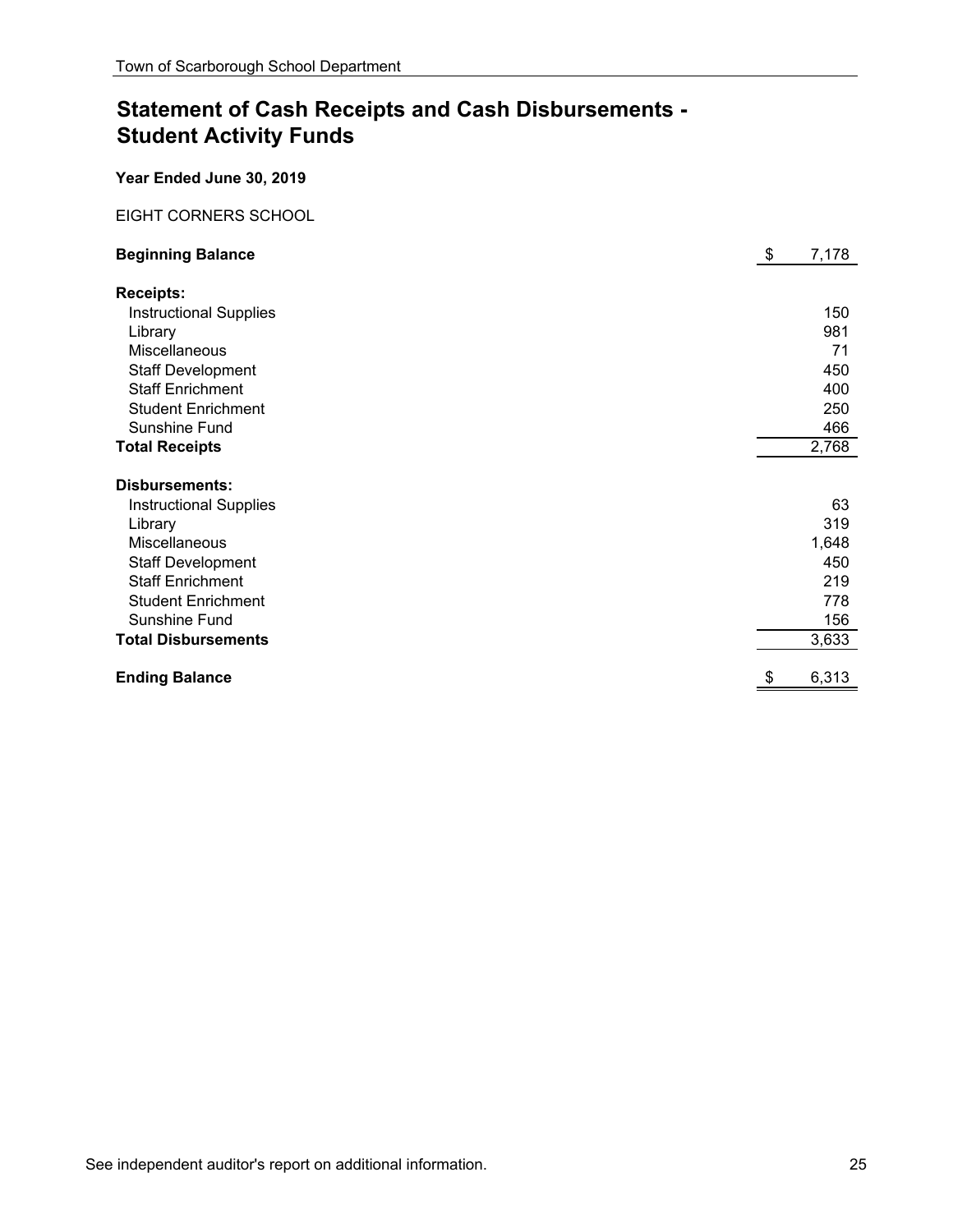# Statement of Cash Receipts and Cash Disbursements - Student Activity Funds

**Year Ended June 30, 2019**

EIGHT CORNERS SCHOOL

| | |
|---|---|
| **Beginning Balance** | $ 7,178 |
| **Receipts:** | |
| Instructional Supplies | 150 |
| Library | 981 |
| Miscellaneous | 71 |
| Staff Development | 450 |
| Staff Enrichment | 400 |
| Student Enrichment | 250 |
| Sunshine Fund | 466 |
| **Total Receipts** | 2,768 |
| **Disbursements:** | |
| Instructional Supplies | 63 |
| Library | 319 |
| Miscellaneous | 1,648 |
| Staff Development | 450 |
| Staff Enrichment | 219 |
| Student Enrichment | 778 |
| Sunshine Fund | 156 |
| **Total Disbursements** | 3,633 |
| **Ending Balance** | $ 6,313 |

See independent auditor's report on additional information.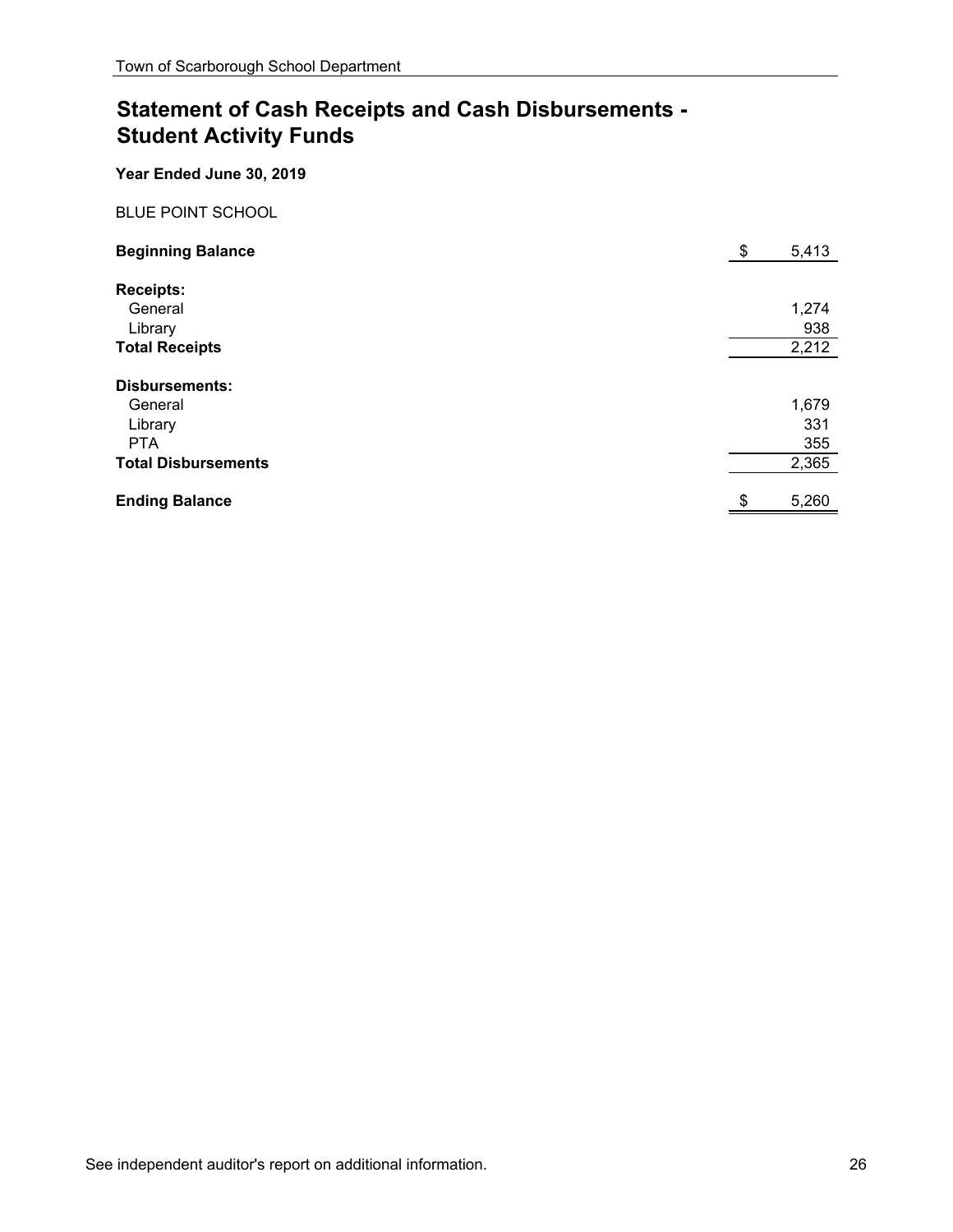# Statement of Cash Receipts and Cash Disbursements - Student Activity Funds

**Year Ended June 30, 2019**

BLUE POINT SCHOOL

| | |
|---|---:|
| **Beginning Balance** | $ 5,413 |
| **Receipts:** | |
| General | 1,274 |
| Library | 938 |
| **Total Receipts** | 2,212 |
| **Disbursements:** | |
| General | 1,679 |
| Library | 331 |
| PTA | 355 |
| **Total Disbursements** | 2,365 |
| **Ending Balance** | $ 5,260 |

See independent auditor's report on additional information.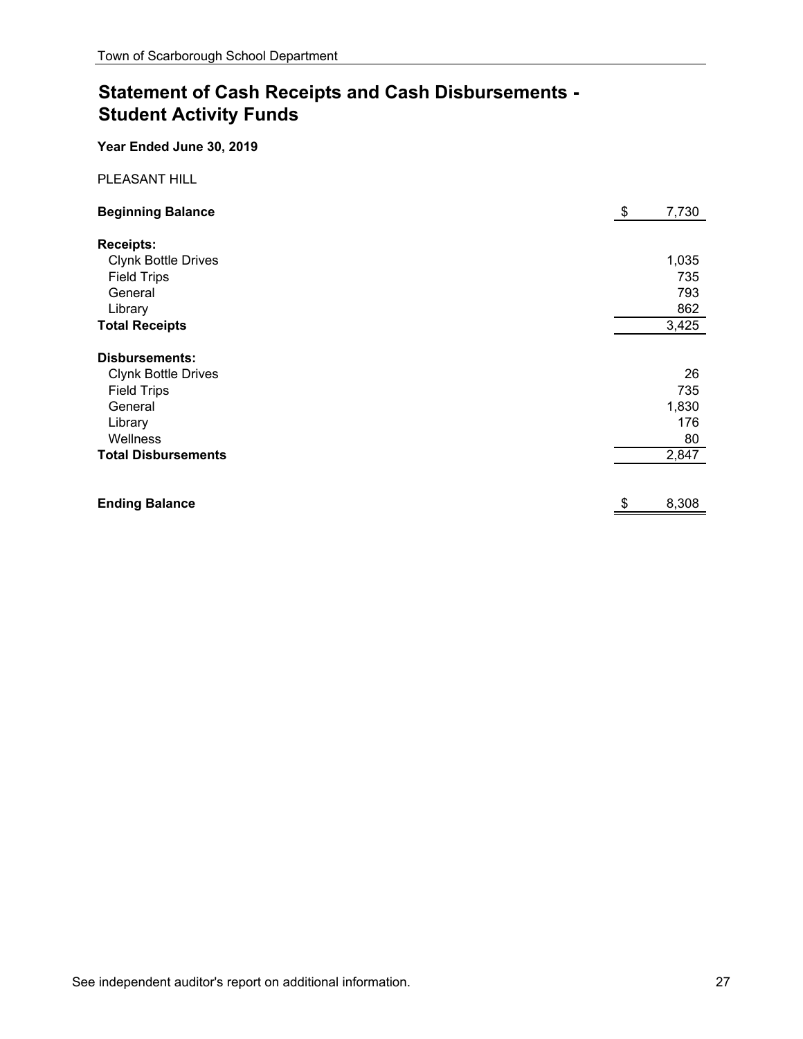# Statement of Cash Receipts and Cash Disbursements - Student Activity Funds

**Year Ended June 30, 2019**

PLEASANT HILL

| | |
|---|---|
| **Beginning Balance** | $ 7,730 |
| **Receipts:** | |
| Clynk Bottle Drives | 1,035 |
| Field Trips | 735 |
| General | 793 |
| Library | 862 |
| **Total Receipts** | 3,425 |
| **Disbursements:** | |
| Clynk Bottle Drives | 26 |
| Field Trips | 735 |
| General | 1,830 |
| Library | 176 |
| Wellness | 80 |
| **Total Disbursements** | 2,847 |
| **Ending Balance** | $ 8,308 |

See independent auditor's report on additional information.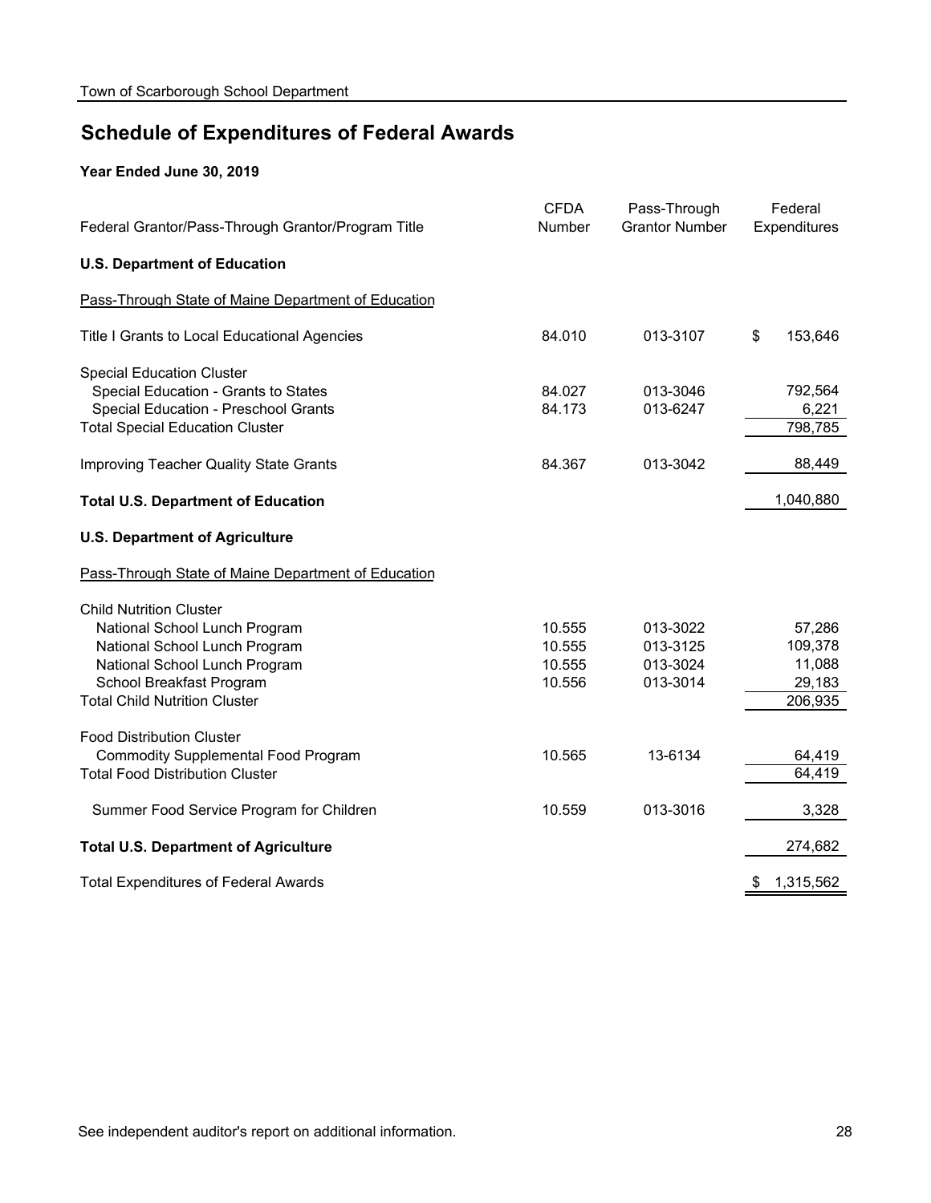Town of Scarborough School Department

# Schedule of Expenditures of Federal Awards

**Year Ended June 30, 2019**

| Federal Grantor/Pass-Through Grantor/Program Title | CFDA Number | Pass-Through Grantor Number | Federal Expenditures |
|---|---|---|---|
| **U.S. Department of Education** | | | |
| Pass-Through State of Maine Department of Education | | | |
| Title I Grants to Local Educational Agencies | 84.010 | 013-3107 | $ 153,646 |
| Special Education Cluster | | | |
| Special Education - Grants to States | 84.027 | 013-3046 | 792,564 |
| Special Education - Preschool Grants | 84.173 | 013-6247 | 6,221 |
| Total Special Education Cluster | | | 798,785 |
| Improving Teacher Quality State Grants | 84.367 | 013-3042 | 88,449 |
| **Total U.S. Department of Education** | | | 1,040,880 |
| **U.S. Department of Agriculture** | | | |
| Pass-Through State of Maine Department of Education | | | |
| Child Nutrition Cluster | | | |
| National School Lunch Program | 10.555 | 013-3022 | 57,286 |
| National School Lunch Program | 10.555 | 013-3125 | 109,378 |
| National School Lunch Program | 10.555 | 013-3024 | 11,088 |
| School Breakfast Program | 10.556 | 013-3014 | 29,183 |
| Total Child Nutrition Cluster | | | 206,935 |
| Food Distribution Cluster | | | |
| Commodity Supplemental Food Program | 10.565 | 13-6134 | 64,419 |
| Total Food Distribution Cluster | | | 64,419 |
| Summer Food Service Program for Children | 10.559 | 013-3016 | 3,328 |
| **Total U.S. Department of Agriculture** | | | 274,682 |
| Total Expenditures of Federal Awards | | | $ 1,315,562 |

See independent auditor's report on additional information.